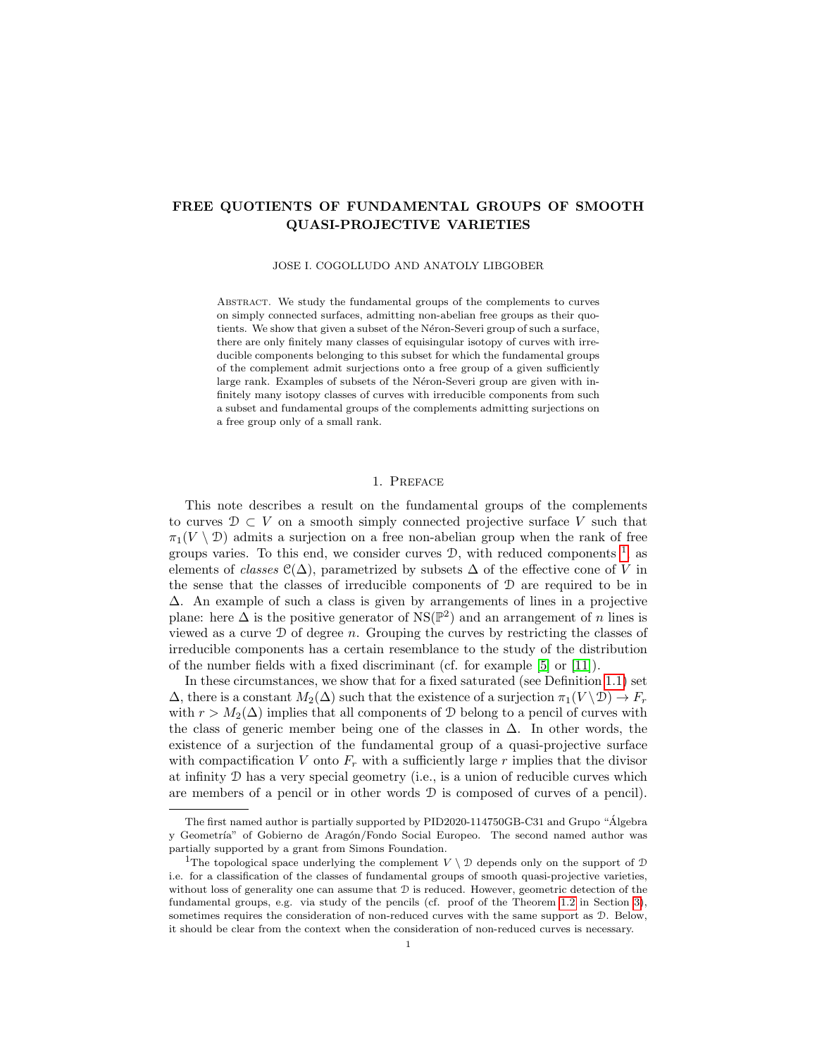# FREE QUOTIENTS OF FUNDAMENTAL GROUPS OF SMOOTH QUASI-PROJECTIVE VARIETIES

JOSE I. COGOLLUDO AND ANATOLY LIBGOBER

Abstract. We study the fundamental groups of the complements to curves on simply connected surfaces, admitting non-abelian free groups as their quotients. We show that given a subset of the Néron-Severi group of such a surface, there are only finitely many classes of equisingular isotopy of curves with irreducible components belonging to this subset for which the fundamental groups of the complement admit surjections onto a free group of a given sufficiently large rank. Examples of subsets of the Néron-Severi group are given with infinitely many isotopy classes of curves with irreducible components from such a subset and fundamental groups of the complements admitting surjections on a free group only of a small rank.

## 1. Preface

This note describes a result on the fundamental groups of the complements to curves $\mathcal{D} \subset V$ on a smooth simply connected projective surface $V$ such that $\pi_1(V \setminus \mathcal{D})$ admits a surjection on a free non-abelian group when the rank of free groups varies. To this end, we consider curves $\mathcal{D}$, with reduced components [1], as elements of *classes* $\mathcal{C}(\Delta)$, parametrized by subsets $\Delta$ of the effective cone of $V$ in the sense that the classes of irreducible components of $\mathcal{D}$ are required to be in $\Delta$. An example of such a class is given by arrangements of lines in a projective plane: here $\Delta$ is the positive generator of $\mathrm{NS}(\mathbb{P}^2)$ and an arrangement of $n$ lines is viewed as a curve $\mathcal{D}$ of degree $n$. Grouping the curves by restricting the classes of irreducible components has a certain resemblance to the study of the distribution of the number fields with a fixed discriminant (cf. for example [5] or [11]).

In these circumstances, we show that for a fixed saturated (see Definition 1.1) set $\Delta$, there is a constant $M_2(\Delta)$ such that the existence of a surjection $\pi_1(V \setminus \mathcal{D}) \to F_r$ with $r > M_2(\Delta)$ implies that all components of $\mathcal{D}$ belong to a pencil of curves with the class of generic member being one of the classes in $\Delta$. In other words, the existence of a surjection of the fundamental group of a quasi-projective surface with compactification $V$ onto $F_r$ with a sufficiently large $r$ implies that the divisor at infinity $\mathcal{D}$ has a very special geometry (i.e., is a union of reducible curves which are members of a pencil or in other words $\mathcal{D}$ is composed of curves of a pencil).

---

The first named author is partially supported by PID2020-114750GB-C31 and Grupo "Álgebra y Geometría" of Gobierno de Aragón/Fondo Social Europeo. The second named author was partially supported by a grant from Simons Foundation.

[1] The topological space underlying the complement $V \setminus \mathcal{D}$ depends only on the support of $\mathcal{D}$ i.e. for a classification of the classes of fundamental groups of smooth quasi-projective varieties, without loss of generality one can assume that $\mathcal{D}$ is reduced. However, geometric detection of the fundamental groups, e.g. via study of the pencils (cf. proof of the Theorem 1.2 in Section 3), sometimes requires the consideration of non-reduced curves with the same support as $\mathcal{D}$. Below, it should be clear from the context when the consideration of non-reduced curves is necessary.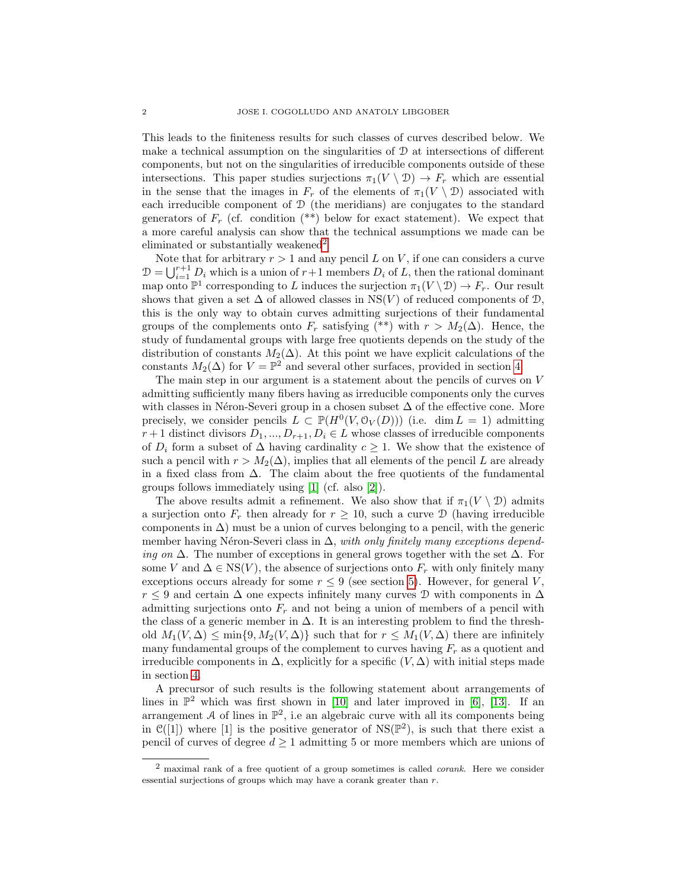This leads to the finiteness results for such classes of curves described below. We make a technical assumption on the singularities of $\mathcal{D}$ at intersections of different components, but not on the singularities of irreducible components outside of these intersections. This paper studies surjections $\pi_1(V \setminus \mathcal{D}) \to F_r$ which are essential in the sense that the images in $F_r$ of the elements of $\pi_1(V \setminus \mathcal{D})$ associated with each irreducible component of $\mathcal{D}$ (the meridians) are conjugates to the standard generators of $F_r$ (cf. condition (**) below for exact statement). We expect that a more careful analysis can show that the technical assumptions we made can be eliminated or substantially weakened[2].

Note that for arbitrary $r > 1$ and any pencil $L$ on $V$, if one can considers a curve $\mathcal{D} = \bigcup_{i=1}^{r+1} D_i$ which is a union of $r+1$ members $D_i$ of $L$, then the rational dominant map onto $\mathbb{P}^1$ corresponding to $L$ induces the surjection $\pi_1(V \setminus \mathcal{D}) \to F_r$. Our result shows that given a set $\Delta$ of allowed classes in $\mathrm{NS}(V)$ of reduced components of $\mathcal{D}$, this is the only way to obtain curves admitting surjections of their fundamental groups of the complements onto $F_r$ satisfying (**) with $r > M_2(\Delta)$. Hence, the study of fundamental groups with large free quotients depends on the study of the distribution of constants $M_2(\Delta)$. At this point we have explicit calculations of the constants $M_2(\Delta)$ for $V = \mathbb{P}^2$ and several other surfaces, provided in section 4.

The main step in our argument is a statement about the pencils of curves on $V$ admitting sufficiently many fibers having as irreducible components only the curves with classes in Néron-Severi group in a chosen subset $\Delta$ of the effective cone. More precisely, we consider pencils $L \subset \mathbb{P}(H^0(V, \mathcal{O}_V(D)))$ (i.e. $\dim L = 1$) admitting $r+1$ distinct divisors $D_1, ..., D_{r+1}, D_i \in L$ whose classes of irreducible components of $D_i$ form a subset of $\Delta$ having cardinality $c \geq 1$. We show that the existence of such a pencil with $r > M_2(\Delta)$, implies that all elements of the pencil $L$ are already in a fixed class from $\Delta$. The claim about the free quotients of the fundamental groups follows immediately using [1] (cf. also [2]).

The above results admit a refinement. We also show that if $\pi_1(V \setminus \mathcal{D})$ admits a surjection onto $F_r$ then already for $r \geq 10$, such a curve $\mathcal{D}$ (having irreducible components in $\Delta$) must be a union of curves belonging to a pencil, with the generic member having Néron-Severi class in $\Delta$, *with only finitely many exceptions depending on* $\Delta$. The number of exceptions in general grows together with the set $\Delta$. For some $V$ and $\Delta \in \mathrm{NS}(V)$, the absence of surjections onto $F_r$ with only finitely many exceptions occurs already for some $r \leq 9$ (see section 5). However, for general $V$, $r \leq 9$ and certain $\Delta$ one expects infinitely many curves $\mathcal{D}$ with components in $\Delta$ admitting surjections onto $F_r$ and not being a union of members of a pencil with the class of a generic member in $\Delta$. It is an interesting problem to find the threshold $M_1(V, \Delta) \leq \min\{9, M_2(V, \Delta)\}$ such that for $r \leq M_1(V, \Delta)$ there are infinitely many fundamental groups of the complement to curves having $F_r$ as a quotient and irreducible components in $\Delta$, explicitly for a specific $(V, \Delta)$ with initial steps made in section 4.

A precursor of such results is the following statement about arrangements of lines in $\mathbb{P}^2$ which was first shown in [10] and later improved in [6], [13]. If an arrangement $\mathcal{A}$ of lines in $\mathbb{P}^2$, i.e an algebraic curve with all its components being in $\mathcal{C}([1])$ where $[1]$ is the positive generator of $\mathrm{NS}(\mathbb{P}^2)$, is such that there exist a pencil of curves of degree $d \geq 1$ admitting 5 or more members which are unions of

---

[2] maximal rank of a free quotient of a group sometimes is called *corank*. Here we consider essential surjections of groups which may have a corank greater than $r$.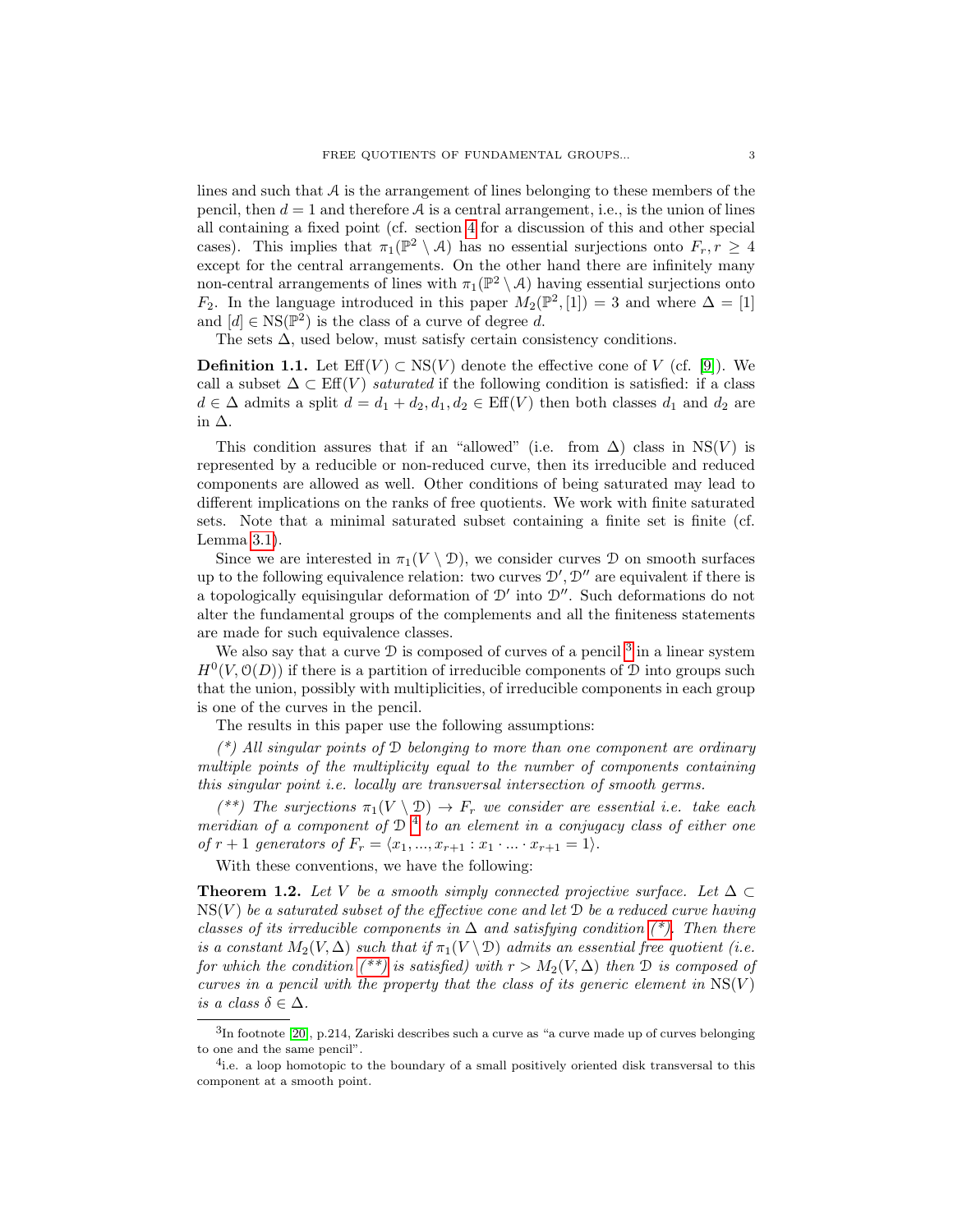lines and such that $\mathcal{A}$ is the arrangement of lines belonging to these members of the pencil, then $d = 1$ and therefore $\mathcal{A}$ is a central arrangement, i.e., is the union of lines all containing a fixed point (cf. section 4 for a discussion of this and other special cases). This implies that $\pi_1(\mathbb{P}^2 \setminus \mathcal{A})$ has no essential surjections onto $F_r, r \geq 4$ except for the central arrangements. On the other hand there are infinitely many non-central arrangements of lines with $\pi_1(\mathbb{P}^2 \setminus \mathcal{A})$ having essential surjections onto $F_2$. In the language introduced in this paper $M_2(\mathbb{P}^2, [1]) = 3$ and where $\Delta = [1]$ and $[d] \in \mathrm{NS}(\mathbb{P}^2)$ is the class of a curve of degree $d$.

The sets $\Delta$, used below, must satisfy certain consistency conditions.

**Definition 1.1.** Let $\mathrm{Eff}(V) \subset \mathrm{NS}(V)$ denote the effective cone of $V$ (cf. [9]). We call a subset $\Delta \subset \mathrm{Eff}(V)$ *saturated* if the following condition is satisfied: if a class $d \in \Delta$ admits a split $d = d_1 + d_2, d_1, d_2 \in \mathrm{Eff}(V)$ then both classes $d_1$ and $d_2$ are in $\Delta$.

This condition assures that if an "allowed" (i.e. from $\Delta$) class in $\mathrm{NS}(V)$ is represented by a reducible or non-reduced curve, then its irreducible and reduced components are allowed as well. Other conditions of being saturated may lead to different implications on the ranks of free quotients. We work with finite saturated sets. Note that a minimal saturated subset containing a finite set is finite (cf. Lemma 3.1).

Since we are interested in $\pi_1(V \setminus \mathcal{D})$, we consider curves $\mathcal{D}$ on smooth surfaces up to the following equivalence relation: two curves $\mathcal{D}', \mathcal{D}''$ are equivalent if there is a topologically equisingular deformation of $\mathcal{D}'$ into $\mathcal{D}''$. Such deformations do not alter the fundamental groups of the complements and all the finiteness statements are made for such equivalence classes.

We also say that a curve $\mathcal{D}$ is composed of curves of a pencil [3] in a linear system $H^0(V, \mathcal{O}(D))$ if there is a partition of irreducible components of $\mathcal{D}$ into groups such that the union, possibly with multiplicities, of irreducible components in each group is one of the curves in the pencil.

The results in this paper use the following assumptions:

*(\*) All singular points of $\mathcal{D}$ belonging to more than one component are ordinary multiple points of the multiplicity equal to the number of components containing this singular point i.e. locally are transversal intersection of smooth germs.*

*(\*\*) The surjections $\pi_1(V \setminus \mathcal{D}) \to F_r$ we consider are essential i.e. take each meridian of a component of $\mathcal{D}$ [4] to an element in a conjugacy class of either one of $r+1$ generators of $F_r = \langle x_1, ..., x_{r+1} : x_1 \cdot ... \cdot x_{r+1} = 1 \rangle$.*

With these conventions, we have the following:

**Theorem 1.2.** *Let $V$ be a smooth simply connected projective surface. Let $\Delta \subset \mathrm{NS}(V)$ be a saturated subset of the effective cone and let $\mathcal{D}$ be a reduced curve having classes of its irreducible components in $\Delta$ and satisfying condition (\*). Then there is a constant $M_2(V, \Delta)$ such that if $\pi_1(V \setminus \mathcal{D})$ admits an essential free quotient (i.e. for which the condition (\*\*) is satisfied) with $r > M_2(V, \Delta)$ then $\mathcal{D}$ is composed of curves in a pencil with the property that the class of its generic element in $\mathrm{NS}(V)$ is a class $\delta \in \Delta$.*

---

[3] In footnote [20], p.214, Zariski describes such a curve as "a curve made up of curves belonging to one and the same pencil".

[4] i.e. a loop homotopic to the boundary of a small positively oriented disk transversal to this component at a smooth point.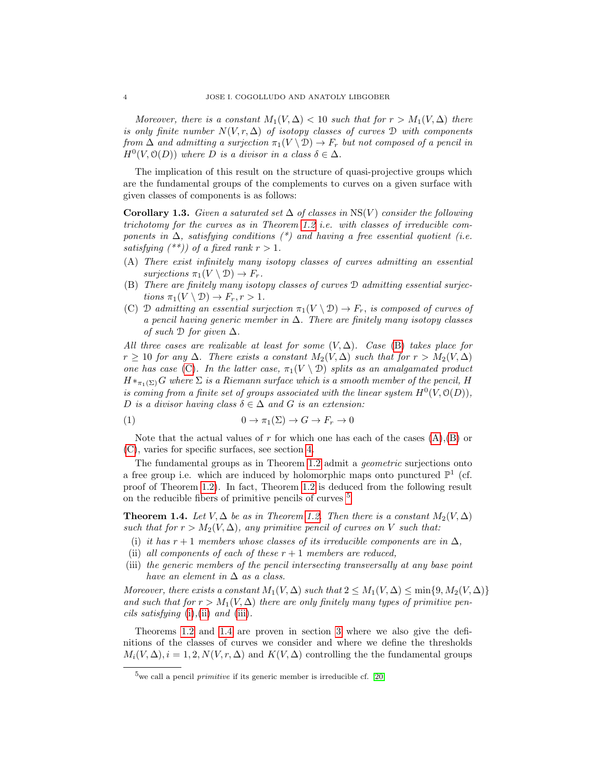*Moreover, there is a constant $M_1(V,\Delta) < 10$ such that for $r > M_1(V,\Delta)$ there is only finite number $N(V,r,\Delta)$ of isotopy classes of curves $\mathcal{D}$ with components from $\Delta$ and admitting a surjection $\pi_1(V \setminus \mathcal{D}) \to F_r$ but not composed of a pencil in $H^0(V,\mathcal{O}(D))$ where $D$ is a divisor in a class $\delta \in \Delta$.*

The implication of this result on the structure of quasi-projective groups which are the fundamental groups of the complements to curves on a given surface with given classes of components is as follows:

**Corollary 1.3.** *Given a saturated set $\Delta$ of classes in $\mathrm{NS}(V)$ consider the following trichotomy for the curves as in Theorem 1.2 i.e. with classes of irreducible components in $\Delta$, satisfying conditions (\*) and having a free essential quotient (i.e. satisfying (\*\*)) of a fixed rank $r > 1$.*

- (A) *There exist infinitely many isotopy classes of curves admitting an essential surjections $\pi_1(V \setminus \mathcal{D}) \to F_r$.*
- (B) *There are finitely many isotopy classes of curves $\mathcal{D}$ admitting essential surjections $\pi_1(V \setminus \mathcal{D}) \to F_r, r > 1$.*
- (C) *$\mathcal{D}$ admitting an essential surjection $\pi_1(V \setminus \mathcal{D}) \to F_r$, is composed of curves of a pencil having generic member in $\Delta$. There are finitely many isotopy classes of such $\mathcal{D}$ for given $\Delta$.*

*All three cases are realizable at least for some $(V,\Delta)$. Case (B) takes place for $r \geq 10$ for any $\Delta$. There exists a constant $M_2(V,\Delta)$ such that for $r > M_2(V,\Delta)$ one has case (C). In the latter case, $\pi_1(V \setminus \mathcal{D})$ splits as an amalgamated product $H *_{\pi_1(\Sigma)} G$ where $\Sigma$ is a Riemann surface which is a smooth member of the pencil, $H$ is coming from a finite set of groups associated with the linear system $H^0(V,\mathcal{O}(D))$, $D$ is a divisor having class $\delta \in \Delta$ and $G$ is an extension:*

$$0 \to \pi_1(\Sigma) \to G \to F_r \to 0 \tag{1}$$

Note that the actual values of $r$ for which one has each of the cases (A),(B) or (C), varies for specific surfaces, see section 4.

The fundamental groups as in Theorem 1.2 admit a *geometric* surjections onto a free group i.e. which are induced by holomorphic maps onto punctured $\mathbb{P}^1$ (cf. proof of Theorem 1.2). In fact, Theorem 1.2 is deduced from the following result on the reducible fibers of primitive pencils of curves [5]

**Theorem 1.4.** *Let $V,\Delta$ be as in Theorem 1.2. Then there is a constant $M_2(V,\Delta)$ such that for $r > M_2(V,\Delta)$, any primitive pencil of curves on $V$ such that:*

- (i) *it has $r+1$ members whose classes of its irreducible components are in $\Delta$,*
- (ii) *all components of each of these $r+1$ members are reduced,*
- (iii) *the generic members of the pencil intersecting transversally at any base point have an element in $\Delta$ as a class.*

*Moreover, there exists a constant $M_1(V,\Delta)$ such that $2 \leq M_1(V,\Delta) \leq \min\{9, M_2(V,\Delta)\}$ and such that for $r > M_1(V,\Delta)$ there are only finitely many types of primitive pencils satisfying (i),(ii) and (iii).*

Theorems 1.2 and 1.4 are proven in section 3 where we also give the definitions of the classes of curves we consider and where we define the thresholds $M_i(V,\Delta), i = 1,2, N(V,r,\Delta)$ and $K(V,\Delta)$ controlling the the fundamental groups

---

[5] we call a pencil *primitive* if its generic member is irreducible cf. [20]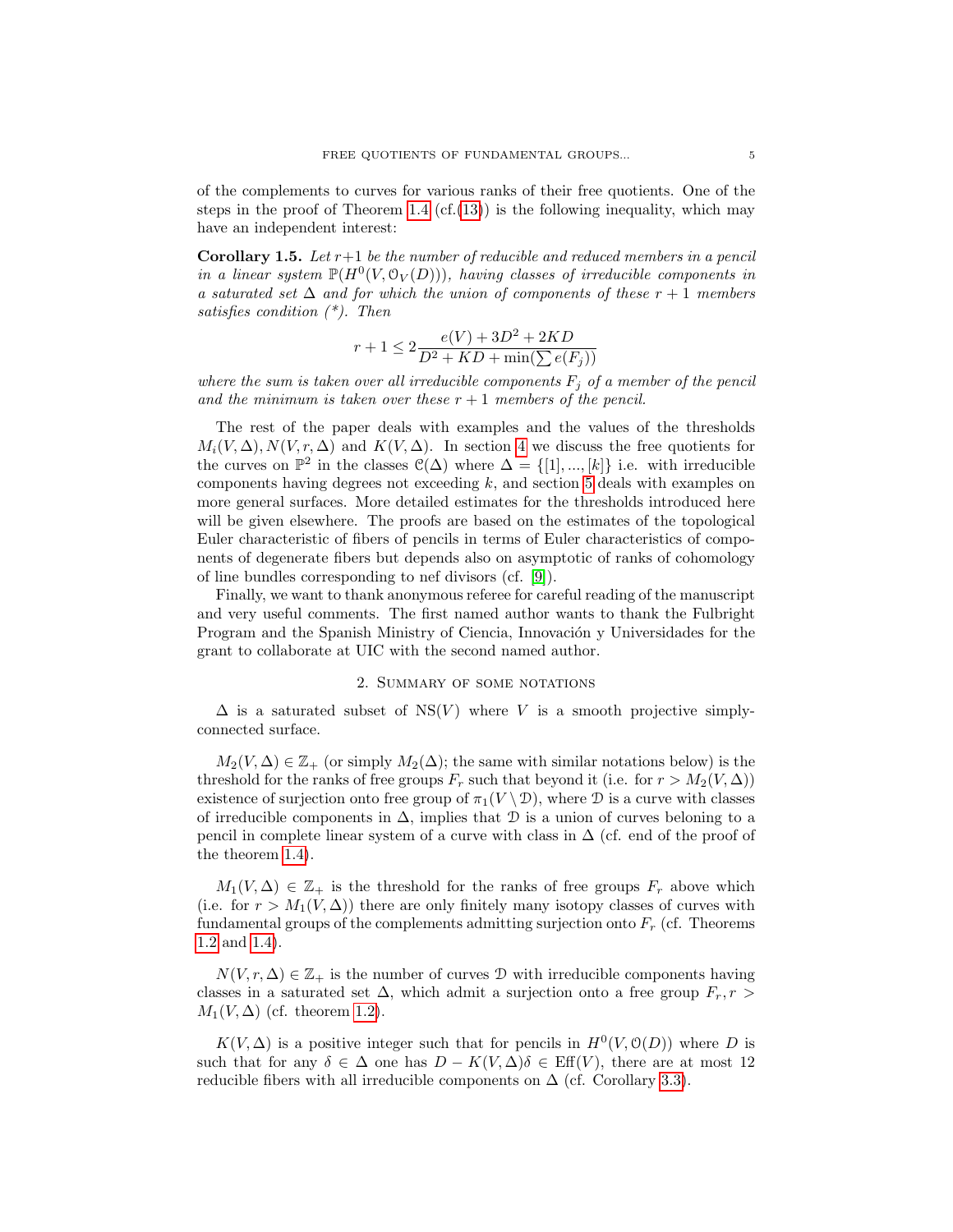of the complements to curves for various ranks of their free quotients. One of the steps in the proof of Theorem 1.4 (cf.(13)) is the following inequality, which may have an independent interest:

**Corollary 1.5.** *Let $r+1$ be the number of reducible and reduced members in a pencil in a linear system $\mathbb{P}(H^0(V, \mathcal{O}_V(D)))$, having classes of irreducible components in a saturated set $\Delta$ and for which the union of components of these $r+1$ members satisfies condition (\*). Then*

$$r + 1 \leq 2\frac{e(V) + 3D^2 + 2KD}{D^2 + KD + \min(\sum e(F_j))}$$

*where the sum is taken over all irreducible components $F_j$ of a member of the pencil and the minimum is taken over these $r+1$ members of the pencil.*

The rest of the paper deals with examples and the values of the thresholds $M_i(V, \Delta), N(V, r, \Delta)$ and $K(V, \Delta)$. In section 4 we discuss the free quotients for the curves on $\mathbb{P}^2$ in the classes $\mathcal{C}(\Delta)$ where $\Delta = \{[1], ..., [k]\}$ i.e. with irreducible components having degrees not exceeding $k$, and section 5 deals with examples on more general surfaces. More detailed estimates for the thresholds introduced here will be given elsewhere. The proofs are based on the estimates of the topological Euler characteristic of fibers of pencils in terms of Euler characteristics of components of degenerate fibers but depends also on asymptotic of ranks of cohomology of line bundles corresponding to nef divisors (cf. [9]).

Finally, we want to thank anonymous referee for careful reading of the manuscript and very useful comments. The first named author wants to thank the Fulbright Program and the Spanish Ministry of Ciencia, Innovación y Universidades for the grant to collaborate at UIC with the second named author.

## 2. Summary of some notations

$\Delta$ is a saturated subset of $\mathrm{NS}(V)$ where $V$ is a smooth projective simply-connected surface.

$M_2(V, \Delta) \in \mathbb{Z}_+$ (or simply $M_2(\Delta)$; the same with similar notations below) is the threshold for the ranks of free groups $F_r$ such that beyond it (i.e. for $r > M_2(V, \Delta)$) existence of surjection onto free group of $\pi_1(V \setminus \mathcal{D})$, where $\mathcal{D}$ is a curve with classes of irreducible components in $\Delta$, implies that $\mathcal{D}$ is a union of curves belonging to a pencil in complete linear system of a curve with class in $\Delta$ (cf. end of the proof of the theorem 1.4).

$M_1(V, \Delta) \in \mathbb{Z}_+$ is the threshold for the ranks of free groups $F_r$ above which (i.e. for $r > M_1(V, \Delta)$) there are only finitely many isotopy classes of curves with fundamental groups of the complements admitting surjection onto $F_r$ (cf. Theorems 1.2 and 1.4).

$N(V, r, \Delta) \in \mathbb{Z}_+$ is the number of curves $\mathcal{D}$ with irreducible components having classes in a saturated set $\Delta$, which admit a surjection onto a free group $F_r, r > M_1(V, \Delta)$ (cf. theorem 1.2).

$K(V, \Delta)$ is a positive integer such that for pencils in $H^0(V, \mathcal{O}(D))$ where $D$ is such that for any $\delta \in \Delta$ one has $D - K(V, \Delta)\delta \in \mathrm{Eff}(V)$, there are at most 12 reducible fibers with all irreducible components on $\Delta$ (cf. Corollary 3.3).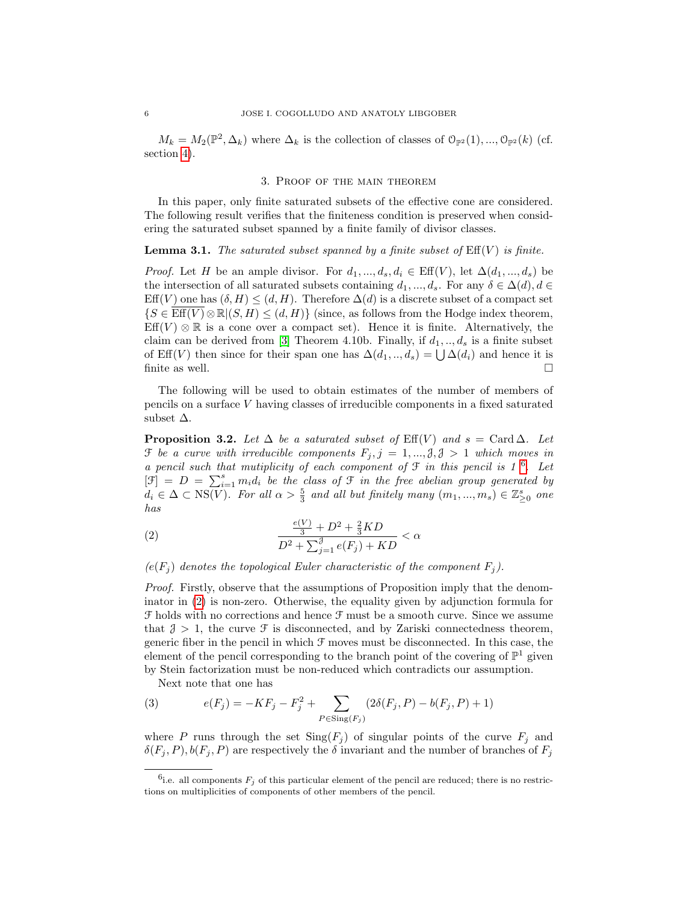$M_k = M_2(\mathbb{P}^2, \Delta_k)$ where $\Delta_k$ is the collection of classes of $\mathcal{O}_{\mathbb{P}^2}(1), ..., \mathcal{O}_{\mathbb{P}^2}(k)$ (cf. section 4).

## 3. Proof of the main theorem

In this paper, only finite saturated subsets of the effective cone are considered. The following result verifies that the finiteness condition is preserved when considering the saturated subset spanned by a finite family of divisor classes.

**Lemma 3.1.** *The saturated subset spanned by a finite subset of* $\mathrm{Eff}(V)$ *is finite.*

*Proof.* Let $H$ be an ample divisor. For $d_1, ..., d_s, d_i \in \mathrm{Eff}(V)$, let $\Delta(d_1, ..., d_s)$ be the intersection of all saturated subsets containing $d_1, ..., d_s$. For any $\delta \in \Delta(d), d \in \mathrm{Eff}(V)$ one has $(\delta, H) \leq (d, H)$. Therefore $\Delta(d)$ is a discrete subset of a compact set $\{S \in \overline{\mathrm{Eff}(V)} \otimes \mathbb{R} | (S, H) \leq (d, H)\}$ (since, as follows from the Hodge index theorem, $\mathrm{Eff}(V) \otimes \mathbb{R}$ is a cone over a compact set). Hence it is finite. Alternatively, the claim can be derived from [3] Theorem 4.10b. Finally, if $d_1, .., d_s$ is a finite subset of $\mathrm{Eff}(V)$ then since for their span one has $\Delta(d_1, .., d_s) = \bigcup \Delta(d_i)$ and hence it is finite as well. $\square$

The following will be used to obtain estimates of the number of members of pencils on a surface $V$ having classes of irreducible components in a fixed saturated subset $\Delta$.

**Proposition 3.2.** *Let* $\Delta$ *be a saturated subset of* $\mathrm{Eff}(V)$ *and* $s = \mathrm{Card}\, \Delta$. *Let* $\mathcal{F}$ *be a curve with irreducible components* $F_j, j = 1, ..., \mathcal{J}, \mathcal{J} > 1$ *which moves in a pencil such that mutiplicity of each component of* $\mathcal{F}$ *in this pencil is 1* [6]. *Let* $[\mathcal{F}] = D = \sum_{i=1}^{s} m_i d_i$ *be the class of* $\mathcal{F}$ *in the free abelian group generated by* $d_i \in \Delta \subset \mathrm{NS}(V)$. *For all* $\alpha > \frac{5}{3}$ *and all but finitely many* $(m_1, ..., m_s) \in \mathbb{Z}^s_{\geq 0}$ *one has*

$$\frac{\frac{e(V)}{3} + D^2 + \frac{2}{3}KD}{D^2 + \sum_{j=1}^{\mathcal{J}} e(F_j) + KD} < \alpha \tag{2}$$

*($e(F_j)$ denotes the topological Euler characteristic of the component $F_j$).*

*Proof.* Firstly, observe that the assumptions of Proposition imply that the denominator in (2) is non-zero. Otherwise, the equality given by adjunction formula for $\mathcal{F}$ holds with no corrections and hence $\mathcal{F}$ must be a smooth curve. Since we assume that $\mathcal{J} > 1$, the curve $\mathcal{F}$ is disconnected, and by Zariski connectedness theorem, generic fiber in the pencil in which $\mathcal{F}$ moves must be disconnected. In this case, the element of the pencil corresponding to the branch point of the covering of $\mathbb{P}^1$ given by Stein factorization must be non-reduced which contradicts our assumption.

Next note that one has

$$e(F_j) = -KF_j - F_j^2 + \sum_{P \in \mathrm{Sing}(F_j)} (2\delta(F_j, P) - b(F_j, P) + 1) \tag{3}$$

where $P$ runs through the set $\mathrm{Sing}(F_j)$ of singular points of the curve $F_j$ and $\delta(F_j, P), b(F_j, P)$ are respectively the $\delta$ invariant and the number of branches of $F_j$

---

[6] i.e. all components $F_j$ of this particular element of the pencil are reduced; there is no restrictions on multiplicities of components of other members of the pencil.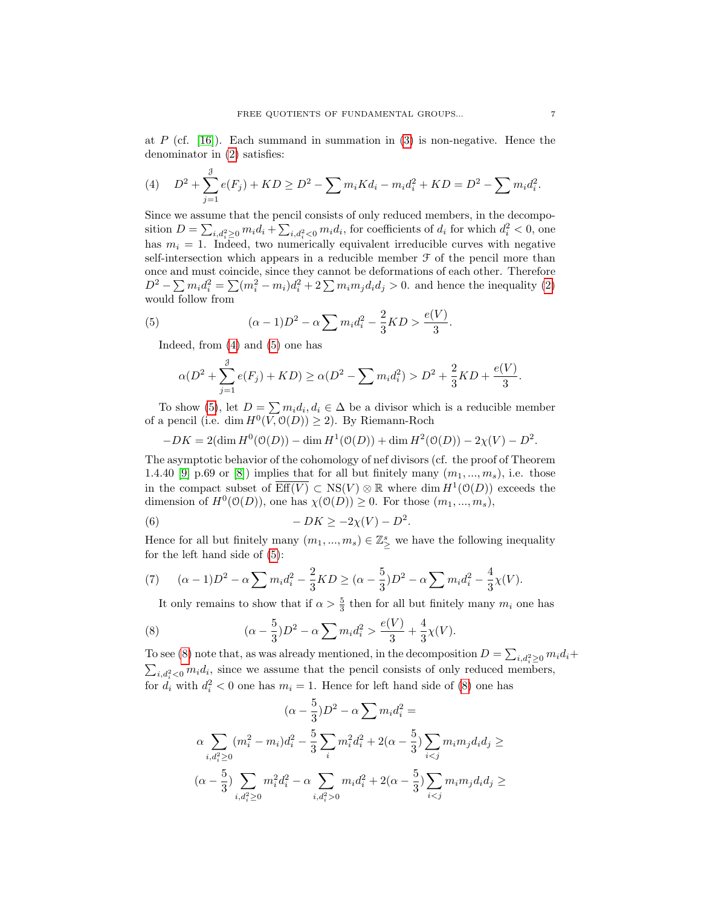at $P$ (cf. [16]). Each summand in summation in (3) is non-negative. Hence the denominator in (2) satisfies:

$$D^2 + \sum_{j=1}^{\mathcal{J}} e(F_j) + KD \geq D^2 - \sum m_i K d_i - m_i d_i^2 + KD = D^2 - \sum m_i d_i^2. \tag{4}$$

Since we assume that the pencil consists of only reduced members, in the decomposition $D = \sum_{i, d_i^2 \geq 0} m_i d_i + \sum_{i, d_i^2 < 0} m_i d_i$, for coefficients of $d_i$ for which $d_i^2 < 0$, one has $m_i = 1$. Indeed, two numerically equivalent irreducible curves with negative self-intersection which appears in a reducible member $\mathcal{F}$ of the pencil more than once and must coincide, since they cannot be deformations of each other. Therefore $D^2 - \sum m_i d_i^2 = \sum (m_i^2 - m_i) d_i^2 + 2 \sum m_i m_j d_i d_j > 0$. and hence the inequality (2) would follow from

$$(\alpha - 1) D^2 - \alpha \sum m_i d_i^2 - \frac{2}{3} KD > \frac{e(V)}{3}. \tag{5}$$

Indeed, from (4) and (5) one has

$$\alpha(D^2 + \sum_{j=1}^{\mathcal{J}} e(F_j) + KD) \geq \alpha(D^2 - \sum m_i d_i^2) > D^2 + \frac{2}{3} KD + \frac{e(V)}{3}.$$

To show (5), let $D = \sum m_i d_i, d_i \in \Delta$ be a divisor which is a reducible member of a pencil (i.e. $\dim H^0(V, \mathcal{O}(D)) \geq 2$). By Riemann-Roch

$$-DK = 2(\dim H^0(\mathcal{O}(D)) - \dim H^1(\mathcal{O}(D)) + \dim H^2(\mathcal{O}(D)) - 2\chi(V) - D^2.$$

The asymptotic behavior of the cohomology of nef divisors (cf. the proof of Theorem 1.4.40 [9] p.69 or [8]) implies that for all but finitely many $(m_1, ..., m_s)$, i.e. those in the compact subset of $\overline{\mathrm{Eff}(V)} \subset \mathrm{NS}(V) \otimes \mathbb{R}$ where $\dim H^1(\mathcal{O}(D))$ exceeds the dimension of $H^0(\mathcal{O}(D))$, one has $\chi(\mathcal{O}(D)) \geq 0$. For those $(m_1, ..., m_s)$,

$$-DK \geq -2\chi(V) - D^2. \tag{6}$$

Hence for all but finitely many $(m_1, ..., m_s) \in \mathbb{Z}^s_{\geq}$ we have the following inequality for the left hand side of (5):

$$(\alpha - 1) D^2 - \alpha \sum m_i d_i^2 - \frac{2}{3} KD \geq (\alpha - \frac{5}{3}) D^2 - \alpha \sum m_i d_i^2 - \frac{4}{3} \chi(V). \tag{7}$$

It only remains to show that if $\alpha > \frac{5}{3}$ then for all but finitely many $m_i$ one has

$$(\alpha - \frac{5}{3}) D^2 - \alpha \sum m_i d_i^2 > \frac{e(V)}{3} + \frac{4}{3} \chi(V). \tag{8}$$

To see (8) note that, as was already mentioned, in the decomposition $D = \sum_{i, d_i^2 \geq 0} m_i d_i + \sum_{i, d_i^2 < 0} m_i d_i$, since we assume that the pencil consists of only reduced members, for $d_i$ with $d_i^2 < 0$ one has $m_i = 1$. Hence for left hand side of (8) one has

$$(\alpha - \frac{5}{3}) D^2 - \alpha \sum m_i d_i^2 =$$

$$\alpha \sum_{i, d_i^2 \geq 0} (m_i^2 - m_i) d_i^2 - \frac{5}{3} \sum_i m_i^2 d_i^2 + 2(\alpha - \frac{5}{3}) \sum_{i<j} m_i m_j d_i d_j \geq$$

$$(\alpha - \frac{5}{3}) \sum_{i, d_i^2 \geq 0} m_i^2 d_i^2 - \alpha \sum_{i, d_i^2 > 0} m_i d_i^2 + 2(\alpha - \frac{5}{3}) \sum_{i<j} m_i m_j d_i d_j \geq$$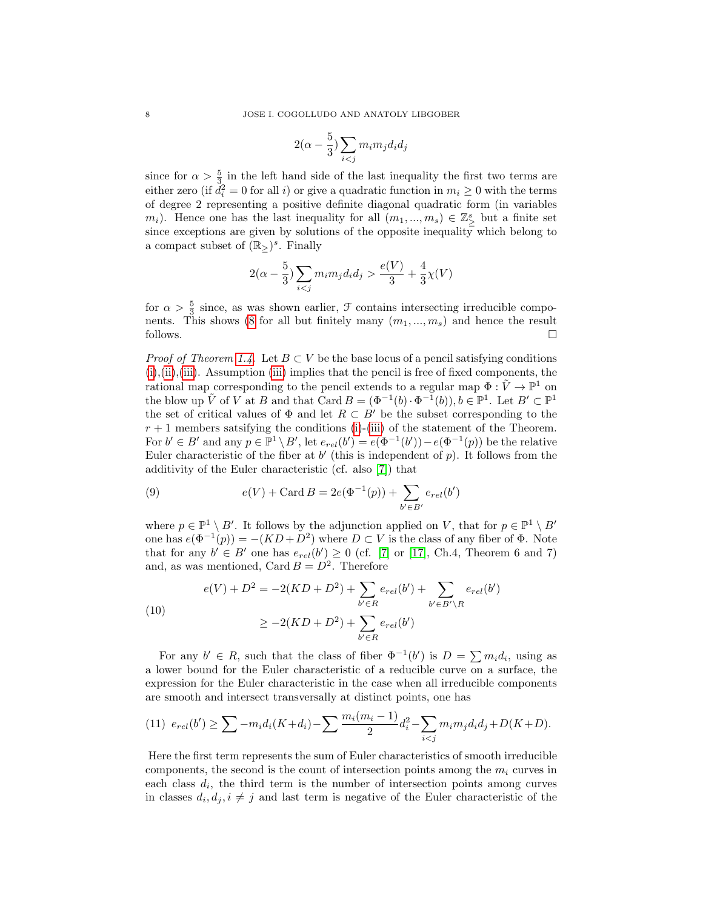$$2(\alpha - \frac{5}{3})\sum_{i<j} m_i m_j d_i d_j$$

since for $\alpha > \frac{5}{3}$ in the left hand side of the last inequality the first two terms are either zero (if $d_i^2 = 0$ for all $i$) or give a quadratic function in $m_i \geq 0$ with the terms of degree 2 representing a positive definite diagonal quadratic form (in variables $m_i$). Hence one has the last inequality for all $(m_1, ..., m_s) \in \mathbb{Z}_{\geq}^s$ but a finite set since exceptions are given by solutions of the opposite inequality which belong to a compact subset of $(\mathbb{R}_{\geq})^s$. Finally

$$2(\alpha - \frac{5}{3})\sum_{i<j} m_i m_j d_i d_j > \frac{e(V)}{3} + \frac{4}{3}\chi(V)$$

for $\alpha > \frac{5}{3}$ since, as was shown earlier, $\mathcal{F}$ contains intersecting irreducible components. This shows (8 for all but finitely many $(m_1, ..., m_s)$ and hence the result follows. □

*Proof of Theorem 1.4.* Let $B \subset V$ be the base locus of a pencil satisfying conditions (i),(ii),(iii). Assumption (iii) implies that the pencil is free of fixed components, the rational map corresponding to the pencil extends to a regular map $\Phi : \tilde{V} \to \mathbb{P}^1$ on the blow up $\tilde{V}$ of $V$ at $B$ and that $\operatorname{Card} B = (\Phi^{-1}(b) \cdot \Phi^{-1}(b)), b \in \mathbb{P}^1$. Let $B' \subset \mathbb{P}^1$ the set of critical values of $\Phi$ and let $R \subset B'$ be the subset corresponding to the $r + 1$ members satsifying the conditions (i)-(iii) of the statement of the Theorem. For $b' \in B'$ and any $p \in \mathbb{P}^1 \setminus B'$, let $e_{rel}(b') = e(\Phi^{-1}(b')) - e(\Phi^{-1}(p))$ be the relative Euler characteristic of the fiber at $b'$ (this is independent of $p$). It follows from the additivity of the Euler characteristic (cf. also [7]) that

$$e(V) + \operatorname{Card} B = 2e(\Phi^{-1}(p)) + \sum_{b' \in B'} e_{rel}(b') \tag{9}$$

where $p \in \mathbb{P}^1 \setminus B'$. It follows by the adjunction applied on $V$, that for $p \in \mathbb{P}^1 \setminus B'$ one has $e(\Phi^{-1}(p)) = -(KD + D^2)$ where $D \subset V$ is the class of any fiber of $\Phi$. Note that for any $b' \in B'$ one has $e_{rel}(b') \geq 0$ (cf. [7] or [17], Ch.4, Theorem 6 and 7) and, as was mentioned, $\operatorname{Card} B = D^2$. Therefore

$$\begin{aligned} e(V) + D^2 &= -2(KD + D^2) + \sum_{b' \in R} e_{rel}(b') + \sum_{b' \in B' \setminus R} e_{rel}(b') \\ &\geq -2(KD + D^2) + \sum_{b' \in R} e_{rel}(b') \end{aligned} \tag{10}$$

For any $b' \in R$, such that the class of fiber $\Phi^{-1}(b')$ is $D = \sum m_i d_i$, using as a lower bound for the Euler characteristic of a reducible curve on a surface, the expression for the Euler characteristic in the case when all irreducible components are smooth and intersect transversally at distinct points, one has

$$e_{rel}(b') \geq \sum -m_i d_i(K+d_i) - \sum \frac{m_i(m_i-1)}{2} d_i^2 - \sum_{i<j} m_i m_j d_i d_j + D(K+D). \tag{11}$$

Here the first term represents the sum of Euler characteristics of smooth irreducible components, the second is the count of intersection points among the $m_i$ curves in each class $d_i$, the third term is the number of intersection points among curves in classes $d_i, d_j, i \neq j$ and last term is negative of the Euler characteristic of the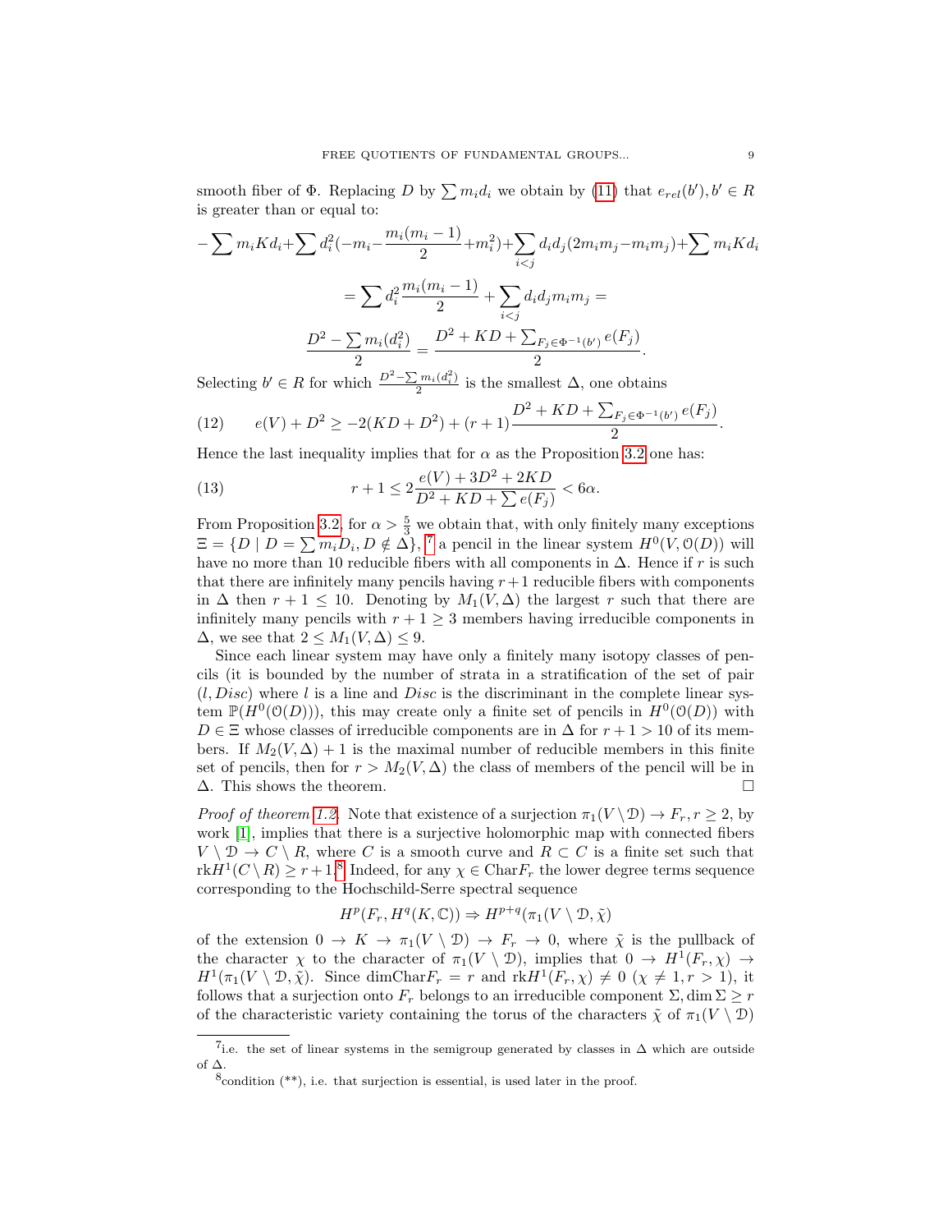smooth fiber of $\Phi$. Replacing $D$ by $\sum m_i d_i$ we obtain by (11) that $e_{rel}(b'), b' \in R$ is greater than or equal to:

$$-\sum m_i K d_i + \sum d_i^2(-m_i - \frac{m_i(m_i-1)}{2} + m_i^2) + \sum_{i<j} d_i d_j (2m_i m_j - m_i m_j) + \sum m_i K d_i$$

$$= \sum d_i^2 \frac{m_i(m_i-1)}{2} + \sum_{i<j} d_i d_j m_i m_j =$$

$$\frac{D^2 - \sum m_i(d_i^2)}{2} = \frac{D^2 + KD + \sum_{F_j \in \Phi^{-1}(b')} e(F_j)}{2}.$$

Selecting $b' \in R$ for which $\frac{D^2 - \sum m_i(d_i^2)}{2}$ is the smallest $\Delta$, one obtains

$$e(V) + D^2 \geq -2(KD + D^2) + (r+1)\frac{D^2 + KD + \sum_{F_j \in \Phi^{-1}(b')} e(F_j)}{2}. \tag{12}$$

Hence the last inequality implies that for $\alpha$ as the Proposition 3.2 one has:

$$r + 1 \leq 2\frac{e(V) + 3D^2 + 2KD}{D^2 + KD + \sum e(F_j)} < 6\alpha. \tag{13}$$

From Proposition 3.2, for $\alpha > \frac{5}{3}$ we obtain that, with only finitely many exceptions $\Xi = \{D \mid D = \sum m_i D_i, D \notin \Delta\}$, [7] a pencil in the linear system $H^0(V, \mathcal{O}(D))$ will have no more than 10 reducible fibers with all components in $\Delta$. Hence if $r$ is such that there are infinitely many pencils having $r+1$ reducible fibers with components in $\Delta$ then $r+1 \leq 10$. Denoting by $M_1(V,\Delta)$ the largest $r$ such that there are infinitely many pencils with $r+1 \geq 3$ members having irreducible components in $\Delta$, we see that $2 \leq M_1(V,\Delta) \leq 9$.

Since each linear system may have only a finitely many isotopy classes of pencils (it is bounded by the number of strata in a stratification of the set of pair $(l, Disc)$ where $l$ is a line and $Disc$ is the discriminant in the complete linear system $\mathbb{P}(H^0(\mathcal{O}(D)))$, this may create only a finite set of pencils in $H^0(\mathcal{O}(D))$ with $D \in \Xi$ whose classes of irreducible components are in $\Delta$ for $r+1 > 10$ of its members. If $M_2(V,\Delta)+1$ is the maximal number of reducible members in this finite set of pencils, then for $r > M_2(V,\Delta)$ the class of members of the pencil will be in $\Delta$. This shows the theorem. □

*Proof of theorem 1.2.* Note that existence of a surjection $\pi_1(V \setminus \mathcal{D}) \to F_r, r \geq 2$, by work [1], implies that there is a surjective holomorphic map with connected fibers $V \setminus \mathcal{D} \to C \setminus R$, where $C$ is a smooth curve and $R \subset C$ is a finite set such that $\text{rk}H^1(C \setminus R) \geq r+1$.[8] Indeed, for any $\chi \in \text{Char}F_r$ the lower degree terms sequence corresponding to the Hochschild-Serre spectral sequence

$$H^p(F_r, H^q(K, \mathbb{C})) \Rightarrow H^{p+q}(\pi_1(V \setminus \mathcal{D}, \tilde{\chi})$$

of the extension $0 \to K \to \pi_1(V \setminus \mathcal{D}) \to F_r \to 0$, where $\tilde{\chi}$ is the pullback of the character $\chi$ to the character of $\pi_1(V \setminus \mathcal{D})$, implies that $0 \to H^1(F_r, \chi) \to H^1(\pi_1(V \setminus \mathcal{D}, \tilde{\chi})$. Since $\dim \text{Char}F_r = r$ and $\text{rk}H^1(F_r, \chi) \neq 0$ $(\chi \neq 1, r > 1)$, it follows that a surjection onto $F_r$ belongs to an irreducible component $\Sigma, \dim \Sigma \geq r$ of the characteristic variety containing the torus of the characters $\tilde{\chi}$ of $\pi_1(V \setminus \mathcal{D})$

---

[7] i.e. the set of linear systems in the semigroup generated by classes in $\Delta$ which are outside of $\Delta$.

[8] condition (**), i.e. that surjection is essential, is used later in the proof.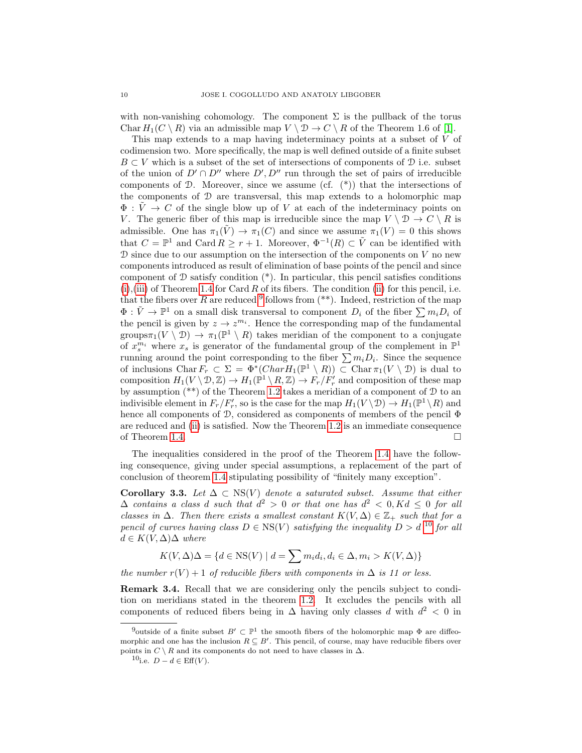with non-vanishing cohomology. The component $\Sigma$ is the pullback of the torus $\mathrm{Char}\, H_1(C \setminus R)$ via an admissible map $V \setminus \mathcal{D} \to C \setminus R$ of the Theorem 1.6 of [1].

This map extends to a map having indeterminacy points at a subset of $V$ of codimension two. More specifically, the map is well defined outside of a finite subset $B \subset V$ which is a subset of the set of intersections of components of $\mathcal{D}$ i.e. subset of the union of $D' \cap D''$ where $D', D''$ run through the set of pairs of irreducible components of $\mathcal{D}$. Moreover, since we assume (cf. (*)) that the intersections of the components of $\mathcal{D}$ are transversal, this map extends to a holomorphic map $\Phi : \tilde{V} \to C$ of the single blow up of $V$ at each of the indeterminacy points on $V$. The generic fiber of this map is irreducible since the map $V \setminus \mathcal{D} \to C \setminus R$ is admissible. One has $\pi_1(\tilde{V}) \to \pi_1(C)$ and since we assume $\pi_1(V) = 0$ this shows that $C = \mathbb{P}^1$ and $\mathrm{Card}\, R \geq r + 1$. Moreover, $\Phi^{-1}(R) \subset \tilde{V}$ can be identified with $\mathcal{D}$ since due to our assumption on the intersection of the components on $V$ no new components introduced as result of elimination of base points of the pencil and since component of $\mathcal{D}$ satisfy condition (*). In particular, this pencil satisfies conditions (i),(iii) of Theorem 1.4 for Card $R$ of its fibers. The condition (ii) for this pencil, i.e. that the fibers over $R$ are reduced [9] follows from (**). Indeed, restriction of the map $\Phi : \tilde{V} \to \mathbb{P}^1$ on a small disk transversal to component $D_i$ of the fiber $\sum m_i D_i$ of the pencil is given by $z \to z^{m_i}$. Hence the corresponding map of the fundamental groups$\pi_1(V \setminus \mathcal{D}) \to \pi_1(\mathbb{P}^1 \setminus R)$ takes meridian of the component to a conjugate of $x_s^{m_i}$ where $x_s$ is generator of the fundamental group of the complement in $\mathbb{P}^1$ running around the point corresponding to the fiber $\sum m_i D_i$. Since the sequence of inclusions $\mathrm{Char}\, F_r \subset \Sigma = \Phi^*(Char H_1(\mathbb{P}^1 \setminus R)) \subset \mathrm{Char}\, \pi_1(V \setminus \mathcal{D})$ is dual to composition $H_1(V \setminus \mathcal{D}, \mathbb{Z}) \to H_1(\mathbb{P}^1 \setminus R, \mathbb{Z}) \to F_r/F_r'$ and composition of these map by assumption (**) of the Theorem 1.2 takes a meridian of a component of $\mathcal{D}$ to an indivisible element in $F_r/F_r'$, so is the case for the map $H_1(V \setminus \mathcal{D}) \to H_1(\mathbb{P}^1 \setminus R)$ and hence all components of $\mathcal{D}$, considered as components of members of the pencil $\Phi$ are reduced and (ii) is satisfied. Now the Theorem 1.2 is an immediate consequence of Theorem 1.4. $\square$

The inequalities considered in the proof of the Theorem 1.4 have the following consequence, giving under special assumptions, a replacement of the part of conclusion of theorem 1.4 stipulating possibility of "finitely many exception".

**Corollary 3.3.** *Let $\Delta \subset \mathrm{NS}(V)$ denote a saturated subset. Assume that either $\Delta$ contains a class $d$ such that $d^2 > 0$ or that one has $d^2 < 0, Kd \leq 0$ for all classes in $\Delta$. Then there exists a smallest constant $K(V, \Delta) \in \mathbb{Z}_+$ such that for a pencil of curves having class $D \in \mathrm{NS}(V)$ satisfying the inequality $D > d$ [10] for all $d \in K(V, \Delta)\Delta$ where*

$$K(V, \Delta)\Delta = \{d \in \mathrm{NS}(V) \mid d = \sum m_i d_i, d_i \in \Delta, m_i > K(V, \Delta)\}$$

*the number $r(V) + 1$ of reducible fibers with components in $\Delta$ is 11 or less.*

**Remark 3.4.** Recall that we are considering only the pencils subject to condition on meridians stated in the theorem 1.2. It excludes the pencils with all components of reduced fibers being in $\Delta$ having only classes $d$ with $d^2 < 0$ in

---

[9] outside of a finite subset $B' \subset \mathbb{P}^1$ the smooth fibers of the holomorphic map $\Phi$ are diffeomorphic and one has the inclusion $R \subseteq B'$. This pencil, of course, may have reducible fibers over points in $C \setminus R$ and its components do not need to have classes in $\Delta$.

[10] i.e. $D - d \in \mathrm{Eff}(V)$.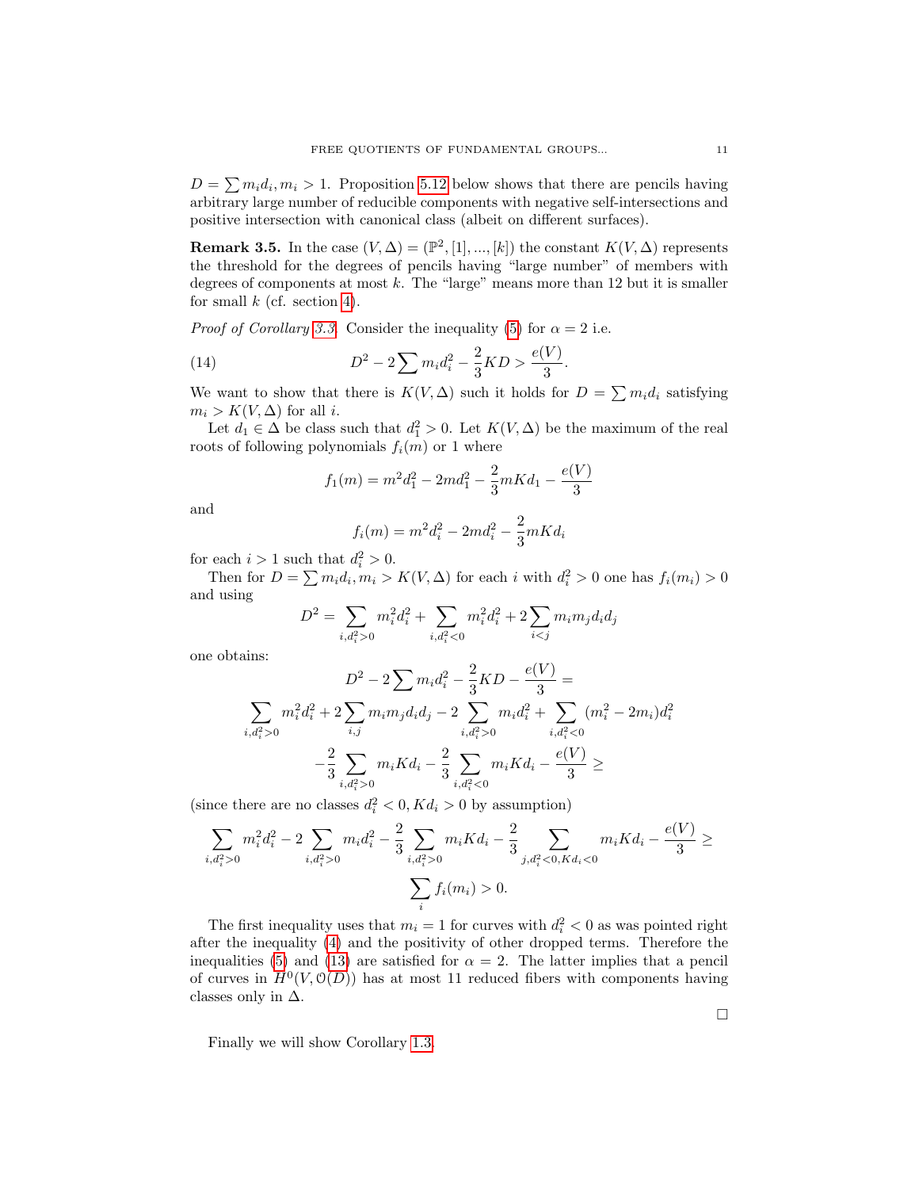$D = \sum m_i d_i, m_i > 1$. Proposition 5.12 below shows that there are pencils having arbitrary large number of reducible components with negative self-intersections and positive intersection with canonical class (albeit on different surfaces).

**Remark 3.5.** In the case $(V, \Delta) = (\mathbb{P}^2, [1], ..., [k])$ the constant $K(V, \Delta)$ represents the threshold for the degrees of pencils having "large number" of members with degrees of components at most $k$. The "large" means more than 12 but it is smaller for small $k$ (cf. section 4).

*Proof of Corollary 3.3.* Consider the inequality (5) for $\alpha = 2$ i.e.

$$D^2 - 2\sum m_i d_i^2 - \frac{2}{3}KD > \frac{e(V)}{3}. \tag{14}$$

We want to show that there is $K(V, \Delta)$ such it holds for $D = \sum m_i d_i$ satisfying $m_i > K(V, \Delta)$ for all $i$.

Let $d_1 \in \Delta$ be class such that $d_1^2 > 0$. Let $K(V, \Delta)$ be the maximum of the real roots of following polynomials $f_i(m)$ or 1 where

$$f_1(m) = m^2 d_1^2 - 2md_1^2 - \frac{2}{3}mKd_1 - \frac{e(V)}{3}$$

and

$$f_i(m) = m^2 d_i^2 - 2md_i^2 - \frac{2}{3}mKd_i$$

for each $i > 1$ such that $d_i^2 > 0$.

Then for $D = \sum m_i d_i, m_i > K(V, \Delta)$ for each $i$ with $d_i^2 > 0$ one has $f_i(m_i) > 0$ and using

$$D^2 = \sum_{i, d_i^2 > 0} m_i^2 d_i^2 + \sum_{i, d_i^2 < 0} m_i^2 d_i^2 + 2\sum_{i<j} m_i m_j d_i d_j$$

one obtains:

$$D^2 - 2\sum m_i d_i^2 - \frac{2}{3}KD - \frac{e(V)}{3} =$$

$$\sum_{i, d_i^2 > 0} m_i^2 d_i^2 + 2\sum_{i,j} m_i m_j d_i d_j - 2\sum_{i, d_i^2 > 0} m_i d_i^2 + \sum_{i, d_i^2 < 0} (m_i^2 - 2m_i) d_i^2$$

$$-\frac{2}{3}\sum_{i, d_i^2 > 0} m_i K d_i - \frac{2}{3}\sum_{i, d_i^2 < 0} m_i K d_i - \frac{e(V)}{3} \geq$$

(since there are no classes $d_i^2 < 0, Kd_i > 0$ by assumption)

$$\sum_{i, d_i^2 > 0} m_i^2 d_i^2 - 2\sum_{i, d_i^2 > 0} m_i d_i^2 - \frac{2}{3}\sum_{i, d_i^2 > 0} m_i K d_i - \frac{2}{3}\sum_{j, d_i^2 < 0, Kd_i < 0} m_i K d_i - \frac{e(V)}{3} \geq$$

$$\sum_i f_i(m_i) > 0.$$

The first inequality uses that $m_i = 1$ for curves with $d_i^2 < 0$ as was pointed right after the inequality (4) and the positivity of other dropped terms. Therefore the inequalities (5) and (13) are satisfied for $\alpha = 2$. The latter implies that a pencil of curves in $H^0(V, \mathcal{O}(D))$ has at most 11 reduced fibers with components having classes only in $\Delta$.

$\square$

Finally we will show Corollary 1.3.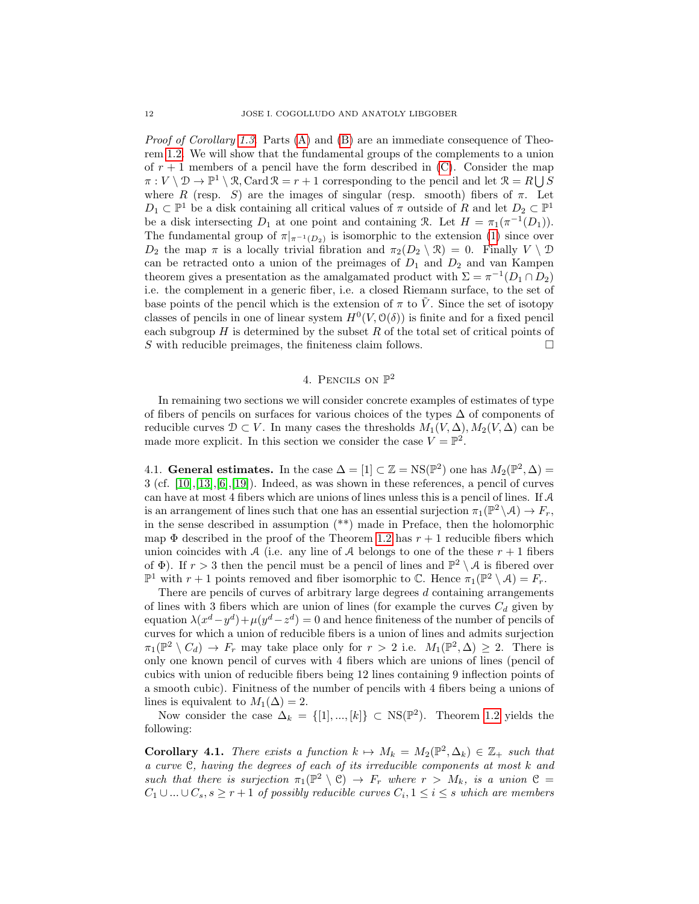*Proof of Corollary 1.3.* Parts (A) and (B) are an immediate consequence of Theorem 1.2. We will show that the fundamental groups of the complements to a union of $r+1$ members of a pencil have the form described in (C). Consider the map $\pi : V \setminus \mathcal{D} \to \mathbb{P}^1 \setminus \mathcal{R}, \operatorname{Card} \mathcal{R} = r+1$ corresponding to the pencil and let $\mathcal{R} = R \bigcup S$ where $R$ (resp. $S$) are the images of singular (resp. smooth) fibers of $\pi$. Let $D_1 \subset \mathbb{P}^1$ be a disk containing all critical values of $\pi$ outside of $R$ and let $D_2 \subset \mathbb{P}^1$ be a disk intersecting $D_1$ at one point and containing $\mathcal{R}$. Let $H = \pi_1(\pi^{-1}(D_1))$. The fundamental group of $\pi|_{\pi^{-1}(D_2)}$ is isomorphic to the extension (1) since over $D_2$ the map $\pi$ is a locally trivial fibration and $\pi_2(D_2 \setminus \mathcal{R}) = 0$. Finally $V \setminus \mathcal{D}$ can be retracted onto a union of the preimages of $D_1$ and $D_2$ and van Kampen theorem gives a presentation as the amalgamated product with $\Sigma = \pi^{-1}(D_1 \cap D_2)$ i.e. the complement in a generic fiber, i.e. a closed Riemann surface, to the set of base points of the pencil which is the extension of $\pi$ to $\tilde{V}$. Since the set of isotopy classes of pencils in one of linear system $H^0(V, \mathcal{O}(\delta))$ is finite and for a fixed pencil each subgroup $H$ is determined by the subset $R$ of the total set of critical points of $S$ with reducible preimages, the finiteness claim follows. □

## 4. Pencils on $\mathbb{P}^2$

In remaining two sections we will consider concrete examples of estimates of type of fibers of pencils on surfaces for various choices of the types $\Delta$ of components of reducible curves $\mathcal{D} \subset V$. In many cases the thresholds $M_1(V, \Delta), M_2(V, \Delta)$ can be made more explicit. In this section we consider the case $V = \mathbb{P}^2$.

4.1. **General estimates.** In the case $\Delta = [1] \subset \mathbb{Z} = \mathrm{NS}(\mathbb{P}^2)$ one has $M_2(\mathbb{P}^2, \Delta) = 3$ (cf. [10],[13],[6],[19]). Indeed, as was shown in these references, a pencil of curves can have at most 4 fibers which are unions of lines unless this is a pencil of lines. If $\mathcal{A}$ is an arrangement of lines such that one has an essential surjection $\pi_1(\mathbb{P}^2 \setminus \mathcal{A}) \to F_r$, in the sense described in assumption (**) made in Preface, then the holomorphic map $\Phi$ described in the proof of the Theorem 1.2 has $r+1$ reducible fibers which union coincides with $\mathcal{A}$ (i.e. any line of $\mathcal{A}$ belongs to one of the these $r+1$ fibers of $\Phi$). If $r > 3$ then the pencil must be a pencil of lines and $\mathbb{P}^2 \setminus \mathcal{A}$ is fibered over $\mathbb{P}^1$ with $r+1$ points removed and fiber isomorphic to $\mathbb{C}$. Hence $\pi_1(\mathbb{P}^2 \setminus \mathcal{A}) = F_r$.

There are pencils of curves of arbitrary large degrees $d$ containing arrangements of lines with 3 fibers which are union of lines (for example the curves $C_d$ given by equation $\lambda(x^d - y^d) + \mu(y^d - z^d) = 0$ and hence finiteness of the number of pencils of curves for which a union of reducible fibers is a union of lines and admits surjection $\pi_1(\mathbb{P}^2 \setminus C_d) \to F_r$ may take place only for $r > 2$ i.e. $M_1(\mathbb{P}^2, \Delta) \geq 2$. There is only one known pencil of curves with 4 fibers which are unions of lines (pencil of cubics with union of reducible fibers being 12 lines containing 9 inflection points of a smooth cubic). Finitness of the number of pencils with 4 fibers being a unions of lines is equivalent to $M_1(\Delta) = 2$.

Now consider the case $\Delta_k = \{[1], ..., [k]\} \subset \mathrm{NS}(\mathbb{P}^2)$. Theorem 1.2 yields the following:

**Corollary 4.1.** *There exists a function $k \mapsto M_k = M_2(\mathbb{P}^2, \Delta_k) \in \mathbb{Z}_+$ such that a curve $\mathcal{C}$, having the degrees of each of its irreducible components at most $k$ and such that there is surjection $\pi_1(\mathbb{P}^2 \setminus \mathcal{C}) \to F_r$ where $r > M_k$, is a union $\mathcal{C} = C_1 \cup ... \cup C_s, s \geq r+1$ of possibly reducible curves $C_i, 1 \leq i \leq s$ which are members*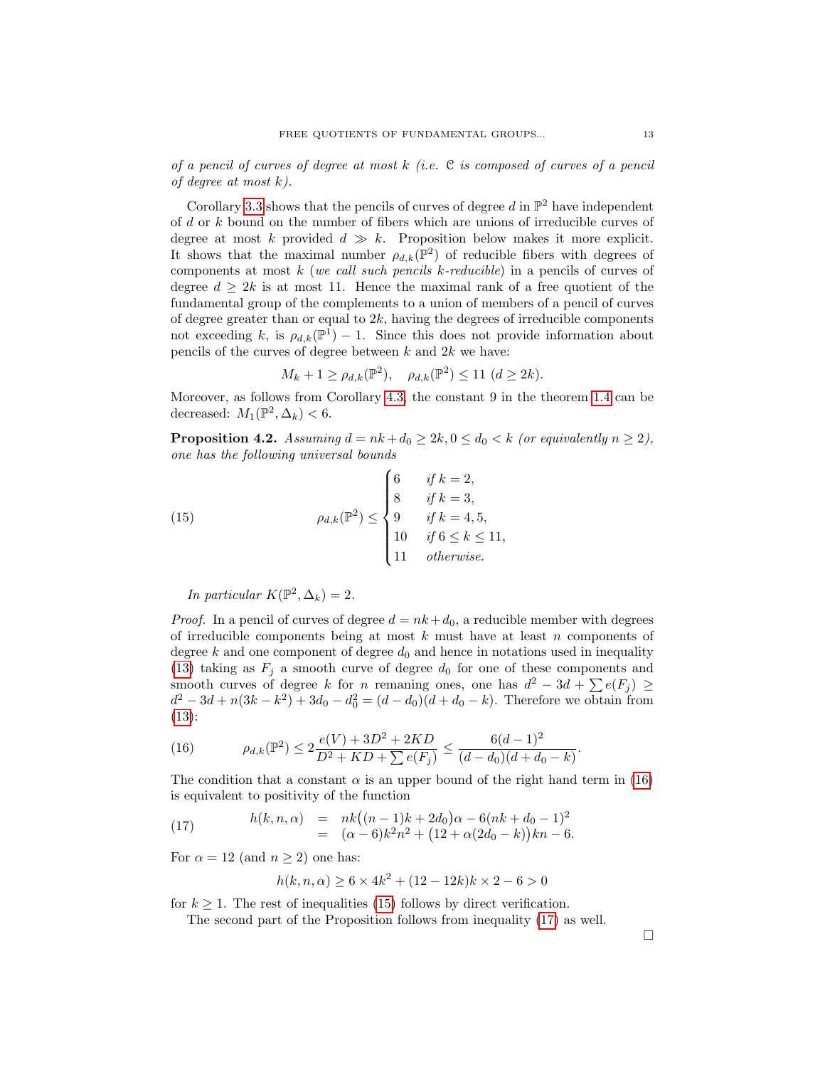*of a pencil of curves of degree at most $k$ (i.e. $\mathcal{C}$ is composed of curves of a pencil of degree at most $k$).*

Corollary 3.3 shows that the pencils of curves of degree $d$ in $\mathbb{P}^2$ have independent of $d$ or $k$ bound on the number of fibers which are unions of irreducible curves of degree at most $k$ provided $d \gg k$. Proposition below makes it more explicit. It shows that the maximal number $\rho_{d,k}(\mathbb{P}^2)$ of reducible fibers with degrees of components at most $k$ (*we call such pencils $k$-reducible*) in a pencils of curves of degree $d \geq 2k$ is at most 11. Hence the maximal rank of a free quotient of the fundamental group of the complements to a union of members of a pencil of curves of degree greater than or equal to $2k$, having the degrees of irreducible components not exceeding $k$, is $\rho_{d,k}(\mathbb{P}^1) - 1$. Since this does not provide information about pencils of the curves of degree between $k$ and $2k$ we have:

$$M_k + 1 \geq \rho_{d,k}(\mathbb{P}^2), \quad \rho_{d,k}(\mathbb{P}^2) \leq 11 \ (d \geq 2k).$$

Moreover, as follows from Corollary 4.3, the constant 9 in the theorem 1.4 can be decreased: $M_1(\mathbb{P}^2, \Delta_k) < 6$.

**Proposition 4.2.** *Assuming $d = nk + d_0 \geq 2k, 0 \leq d_0 < k$ (or equivalently $n \geq 2$), one has the following universal bounds*

$$\rho_{d,k}(\mathbb{P}^2) \leq \begin{cases} 6 & \textit{if } k = 2, \\ 8 & \textit{if } k = 3, \\ 9 & \textit{if } k = 4, 5, \\ 10 & \textit{if } 6 \leq k \leq 11, \\ 11 & \textit{otherwise.} \end{cases} \tag{15}$$

*In particular $K(\mathbb{P}^2, \Delta_k) = 2$.*

*Proof.* In a pencil of curves of degree $d = nk + d_0$, a reducible member with degrees of irreducible components being at most $k$ must have at least $n$ components of degree $k$ and one component of degree $d_0$ and hence in notations used in inequality (13) taking as $F_j$ a smooth curve of degree $d_0$ for one of these components and smooth curves of degree $k$ for $n$ remaning ones, one has $d^2 - 3d + \sum e(F_j) \geq d^2 - 3d + n(3k - k^2) + 3d_0 - d_0^2 = (d - d_0)(d + d_0 - k)$. Therefore we obtain from (13):

$$\rho_{d,k}(\mathbb{P}^2) \leq 2\frac{e(V) + 3D^2 + 2KD}{D^2 + KD + \sum e(F_j)} \leq \frac{6(d-1)^2}{(d - d_0)(d + d_0 - k)}. \tag{16}$$

The condition that a constant $\alpha$ is an upper bound of the right hand term in (16) is equivalent to positivity of the function

$$\begin{aligned} h(k, n, \alpha) &= nk\big((n-1)k + 2d_0\big)\alpha - 6(nk + d_0 - 1)^2 \\ &= (\alpha - 6)k^2n^2 + \big(12 + \alpha(2d_0 - k)\big)kn - 6. \end{aligned} \tag{17}$$

For $\alpha = 12$ (and $n \geq 2$) one has:

$$h(k, n, \alpha) \geq 6 \times 4k^2 + (12 - 12k)k \times 2 - 6 > 0$$

for $k \geq 1$. The rest of inequalities (15) follows by direct verification.

The second part of the Proposition follows from inequality (17) as well.

□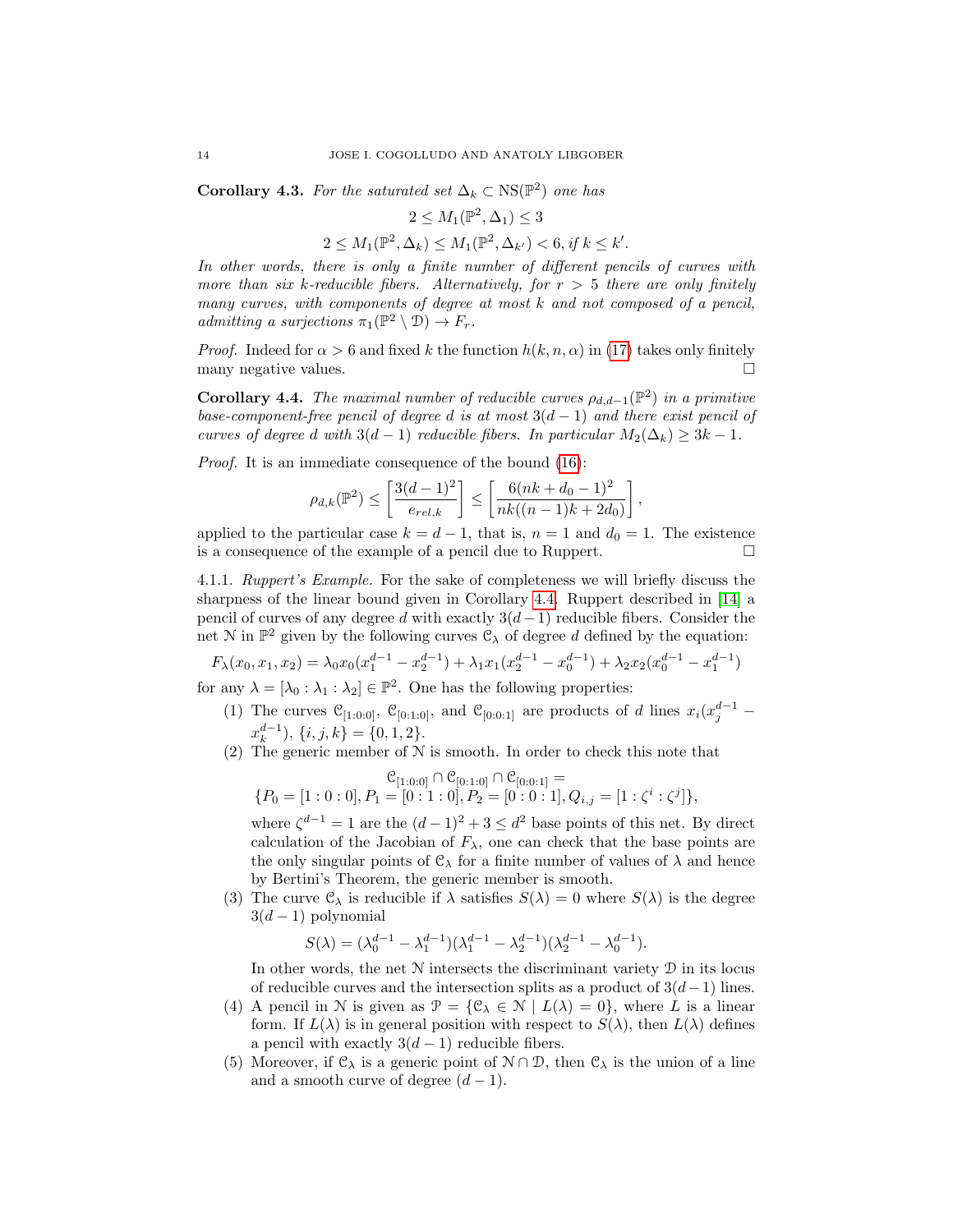**Corollary 4.3.** *For the saturated set $\Delta_k \subset \mathrm{NS}(\mathbb{P}^2)$ one has*

$$2 \leq M_1(\mathbb{P}^2, \Delta_1) \leq 3$$

$$2 \leq M_1(\mathbb{P}^2, \Delta_k) \leq M_1(\mathbb{P}^2, \Delta_{k'}) < 6, \text{ if } k \leq k'.$$

*In other words, there is only a finite number of different pencils of curves with more than six $k$-reducible fibers. Alternatively, for $r > 5$ there are only finitely many curves, with components of degree at most $k$ and not composed of a pencil, admitting a surjections $\pi_1(\mathbb{P}^2 \setminus \mathcal{D}) \to F_r$.*

*Proof.* Indeed for $\alpha > 6$ and fixed $k$ the function $h(k, n, \alpha)$ in (17) takes only finitely many negative values. □

**Corollary 4.4.** *The maximal number of reducible curves $\rho_{d,d-1}(\mathbb{P}^2)$ in a primitive base-component-free pencil of degree $d$ is at most $3(d-1)$ and there exist pencil of curves of degree $d$ with $3(d-1)$ reducible fibers. In particular $M_2(\Delta_k) \geq 3k - 1$.*

*Proof.* It is an immediate consequence of the bound (16):

$$\rho_{d,k}(\mathbb{P}^2) \leq \left[\frac{3(d-1)^2}{e_{rel,k}}\right] \leq \left[\frac{6(nk + d_0 - 1)^2}{nk((n-1)k + 2d_0)}\right],$$

applied to the particular case $k = d - 1$, that is, $n = 1$ and $d_0 = 1$. The existence is a consequence of the example of a pencil due to Ruppert. □

4.1.1. *Ruppert's Example.* For the sake of completeness we will briefly discuss the sharpness of the linear bound given in Corollary 4.4. Ruppert described in [14] a pencil of curves of any degree $d$ with exactly $3(d-1)$ reducible fibers. Consider the net $\mathcal{N}$ in $\mathbb{P}^2$ given by the following curves $\mathcal{C}_\lambda$ of degree $d$ defined by the equation:

$$F_\lambda(x_0, x_1, x_2) = \lambda_0 x_0(x_1^{d-1} - x_2^{d-1}) + \lambda_1 x_1(x_2^{d-1} - x_0^{d-1}) + \lambda_2 x_2(x_0^{d-1} - x_1^{d-1})$$

for any $\lambda = [\lambda_0 : \lambda_1 : \lambda_2] \in \mathbb{P}^2$. One has the following properties:

(1) The curves $\mathcal{C}_{[1:0:0]}$, $\mathcal{C}_{[0:1:0]}$, and $\mathcal{C}_{[0:0:1]}$ are products of $d$ lines $x_i(x_j^{d-1} - x_k^{d-1})$, $\{i, j, k\} = \{0, 1, 2\}$.

(2) The generic member of $\mathcal{N}$ is smooth. In order to check this note that

$$\mathcal{C}_{[1:0:0]} \cap \mathcal{C}_{[0:1:0]} \cap \mathcal{C}_{[0:0:1]} =$$
$$\{P_0 = [1:0:0], P_1 = [0:1:0], P_2 = [0:0:1], Q_{i,j} = [1 : \zeta^i : \zeta^j]\},$$

where $\zeta^{d-1} = 1$ are the $(d-1)^2 + 3 \leq d^2$ base points of this net. By direct calculation of the Jacobian of $F_\lambda$, one can check that the base points are the only singular points of $\mathcal{C}_\lambda$ for a finite number of values of $\lambda$ and hence by Bertini's Theorem, the generic member is smooth.

(3) The curve $\mathcal{C}_\lambda$ is reducible if $\lambda$ satisfies $S(\lambda) = 0$ where $S(\lambda)$ is the degree $3(d-1)$ polynomial

$$S(\lambda) = (\lambda_0^{d-1} - \lambda_1^{d-1})(\lambda_1^{d-1} - \lambda_2^{d-1})(\lambda_2^{d-1} - \lambda_0^{d-1}).$$

In other words, the net $\mathcal{N}$ intersects the discriminant variety $\mathcal{D}$ in its locus of reducible curves and the intersection splits as a product of $3(d-1)$ lines.

(4) A pencil in $\mathcal{N}$ is given as $\mathcal{P} = \{\mathcal{C}_\lambda \in \mathcal{N} \mid L(\lambda) = 0\}$, where $L$ is a linear form. If $L(\lambda)$ is in general position with respect to $S(\lambda)$, then $L(\lambda)$ defines a pencil with exactly $3(d-1)$ reducible fibers.

(5) Moreover, if $\mathcal{C}_\lambda$ is a generic point of $\mathcal{N} \cap \mathcal{D}$, then $\mathcal{C}_\lambda$ is the union of a line and a smooth curve of degree $(d-1)$.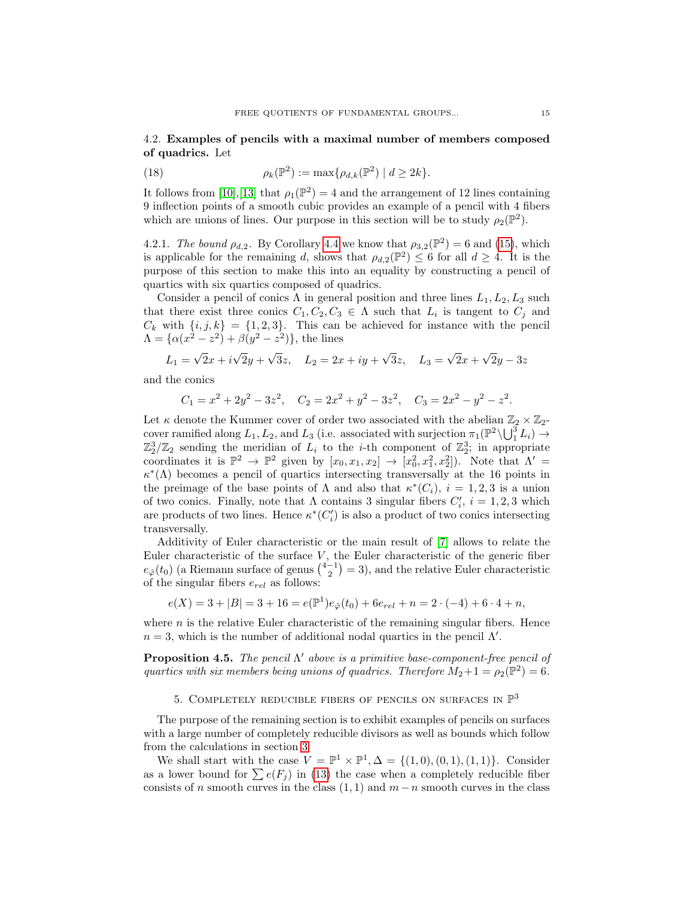### 4.2. **Examples of pencils with a maximal number of members composed of quadrics.** Let

$$\rho_k(\mathbb{P}^2) := \max\{\rho_{d,k}(\mathbb{P}^2) \mid d \geq 2k\}. \tag{18}$$

It follows from [10],[13] that $\rho_1(\mathbb{P}^2) = 4$ and the arrangement of 12 lines containing 9 inflection points of a smooth cubic provides an example of a pencil with 4 fibers which are unions of lines. Our purpose in this section will be to study $\rho_2(\mathbb{P}^2)$.

4.2.1. *The bound $\rho_{d,2}$.* By Corollary 4.4 we know that $\rho_{3,2}(\mathbb{P}^2) = 6$ and (15), which is applicable for the remaining $d$, shows that $\rho_{d,2}(\mathbb{P}^2) \leq 6$ for all $d \geq 4$. It is the purpose of this section to make this into an equality by constructing a pencil of quartics with six quartics composed of quadrics.

Consider a pencil of conics $\Lambda$ in general position and three lines $L_1, L_2, L_3$ such that there exist three conics $C_1, C_2, C_3 \in \Lambda$ such that $L_i$ is tangent to $C_j$ and $C_k$ with $\{i, j, k\} = \{1, 2, 3\}$. This can be achieved for instance with the pencil $\Lambda = \{\alpha(x^2 - z^2) + \beta(y^2 - z^2)\}$, the lines

$$L_1 = \sqrt{2}x + i\sqrt{2}y + \sqrt{3}z, \quad L_2 = 2x + iy + \sqrt{3}z, \quad L_3 = \sqrt{2}x + \sqrt{2}y - 3z$$

and the conics

$$C_1 = x^2 + 2y^2 - 3z^2, \quad C_2 = 2x^2 + y^2 - 3z^2, \quad C_3 = 2x^2 - y^2 - z^2.$$

Let $\kappa$ denote the Kummer cover of order two associated with the abelian $\mathbb{Z}_2 \times \mathbb{Z}_2$-cover ramified along $L_1, L_2$, and $L_3$ (i.e. associated with surjection $\pi_1(\mathbb{P}^2 \setminus \bigcup_1^3 L_i) \to \mathbb{Z}_2^3/\mathbb{Z}_2$ sending the meridian of $L_i$ to the $i$-th component of $\mathbb{Z}_2^3$; in appropriate coordinates it is $\mathbb{P}^2 \to \mathbb{P}^2$ given by $[x_0, x_1, x_2] \to [x_0^2, x_1^2, x_2^2]$). Note that $\Lambda' = \kappa^*(\Lambda)$ becomes a pencil of quartics intersecting transversally at the 16 points in the preimage of the base points of $\Lambda$ and also that $\kappa^*(C_i)$, $i = 1, 2, 3$ is a union of two conics. Finally, note that $\Lambda$ contains 3 singular fibers $C_i'$, $i = 1, 2, 3$ which are products of two lines. Hence $\kappa^*(C_i')$ is also a product of two conics intersecting transversally.

Additivity of Euler characteristic or the main result of [7] allows to relate the Euler characteristic of the surface $V$, the Euler characteristic of the generic fiber $e_{\hat{\varphi}}(t_0)$ (a Riemann surface of genus $\binom{4-1}{2} = 3$), and the relative Euler characteristic of the singular fibers $e_{rel}$ as follows:

$$e(X) = 3 + |B| = 3 + 16 = e(\mathbb{P}^1)e_{\hat{\varphi}}(t_0) + 6e_{rel} + n = 2 \cdot (-4) + 6 \cdot 4 + n,$$

where $n$ is the relative Euler characteristic of the remaining singular fibers. Hence $n = 3$, which is the number of additional nodal quartics in the pencil $\Lambda'$.

**Proposition 4.5.** *The pencil $\Lambda'$ above is a primitive base-component-free pencil of quartics with six members being unions of quadrics. Therefore $M_2 + 1 = \rho_2(\mathbb{P}^2) = 6$.*

## 5. Completely reducible fibers of pencils on surfaces in $\mathbb{P}^3$

The purpose of the remaining section is to exhibit examples of pencils on surfaces with a large number of completely reducible divisors as well as bounds which follow from the calculations in section 3.

We shall start with the case $V = \mathbb{P}^1 \times \mathbb{P}^1, \Delta = \{(1,0), (0,1), (1,1)\}$. Consider as a lower bound for $\sum e(F_j)$ in (13) the case when a completely reducible fiber consists of $n$ smooth curves in the class $(1,1)$ and $m - n$ smooth curves in the class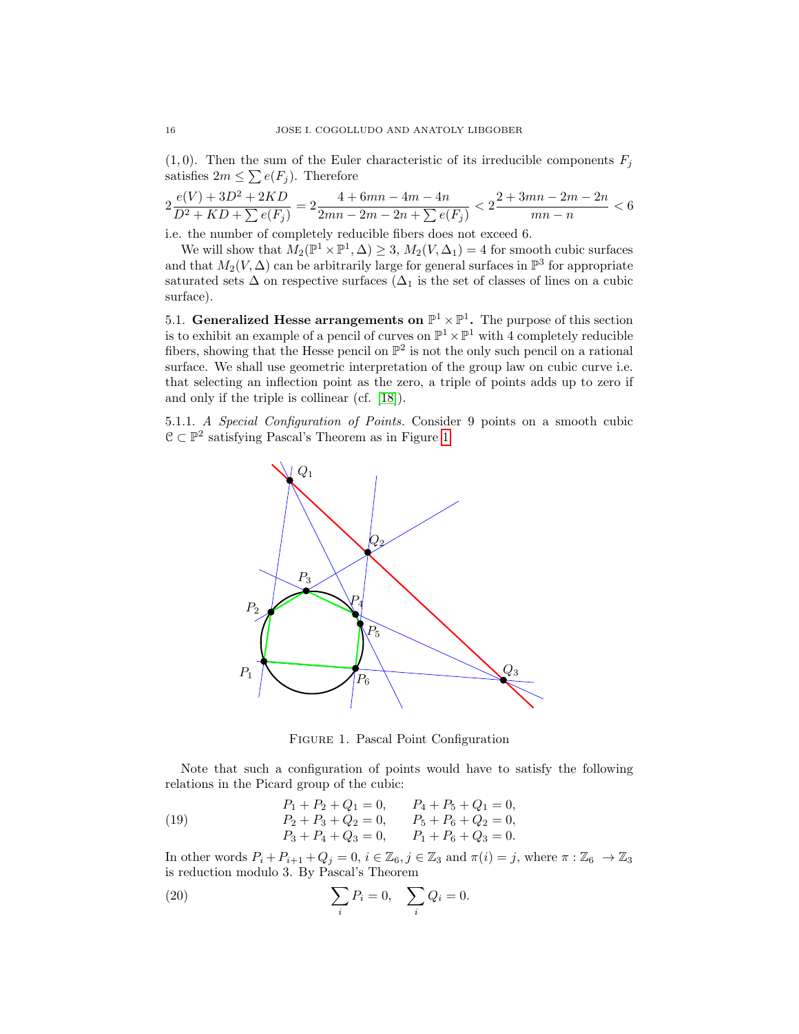$(1,0)$. Then the sum of the Euler characteristic of its irreducible components $F_j$ satisfies $2m \leq \sum e(F_j)$. Therefore

$$2\frac{e(V)+3D^2+2KD}{D^2+KD+\sum e(F_j)} = 2\frac{4+6mn-4m-4n}{2mn-2m-2n+\sum e(F_j)} < 2\frac{2+3mn-2m-2n}{mn-n} < 6$$

i.e. the number of completely reducible fibers does not exceed 6.

We will show that $M_2(\mathbb{P}^1 \times \mathbb{P}^1, \Delta) \geq 3$, $M_2(V, \Delta_1) = 4$ for smooth cubic surfaces and that $M_2(V, \Delta)$ can be arbitrarily large for general surfaces in $\mathbb{P}^3$ for appropriate saturated sets $\Delta$ on respective surfaces ($\Delta_1$ is the set of classes of lines on a cubic surface).

5.1. **Generalized Hesse arrangements on $\mathbb{P}^1 \times \mathbb{P}^1$.** The purpose of this section is to exhibit an example of a pencil of curves on $\mathbb{P}^1 \times \mathbb{P}^1$ with 4 completely reducible fibers, showing that the Hesse pencil on $\mathbb{P}^2$ is not the only such pencil on a rational surface. We shall use geometric interpretation of the group law on cubic curve i.e. that selecting an inflection point as the zero, a triple of points adds up to zero if and only if the triple is collinear (cf. [18]).

5.1.1. *A Special Configuration of Points.* Consider 9 points on a smooth cubic $\mathcal{C} \subset \mathbb{P}^2$ satisfying Pascal's Theorem as in Figure 1.

Figure 1. Pascal Point Configuration

Note that such a configuration of points would have to satisfy the following relations in the Picard group of the cubic:

$$\begin{aligned} P_1 + P_2 + Q_1 = 0, \qquad & P_4 + P_5 + Q_1 = 0, \\ P_2 + P_3 + Q_2 = 0, \qquad & P_5 + P_6 + Q_2 = 0, \\ P_3 + P_4 + Q_3 = 0, \qquad & P_1 + P_6 + Q_3 = 0. \end{aligned} \tag{19}$$

In other words $P_i + P_{i+1} + Q_j = 0$, $i \in \mathbb{Z}_6$, $j \in \mathbb{Z}_3$ and $\pi(i) = j$, where $\pi : \mathbb{Z}_6 \to \mathbb{Z}_3$ is reduction modulo 3. By Pascal's Theorem

$$\sum_i P_i = 0, \quad \sum_i Q_i = 0. \tag{20}$$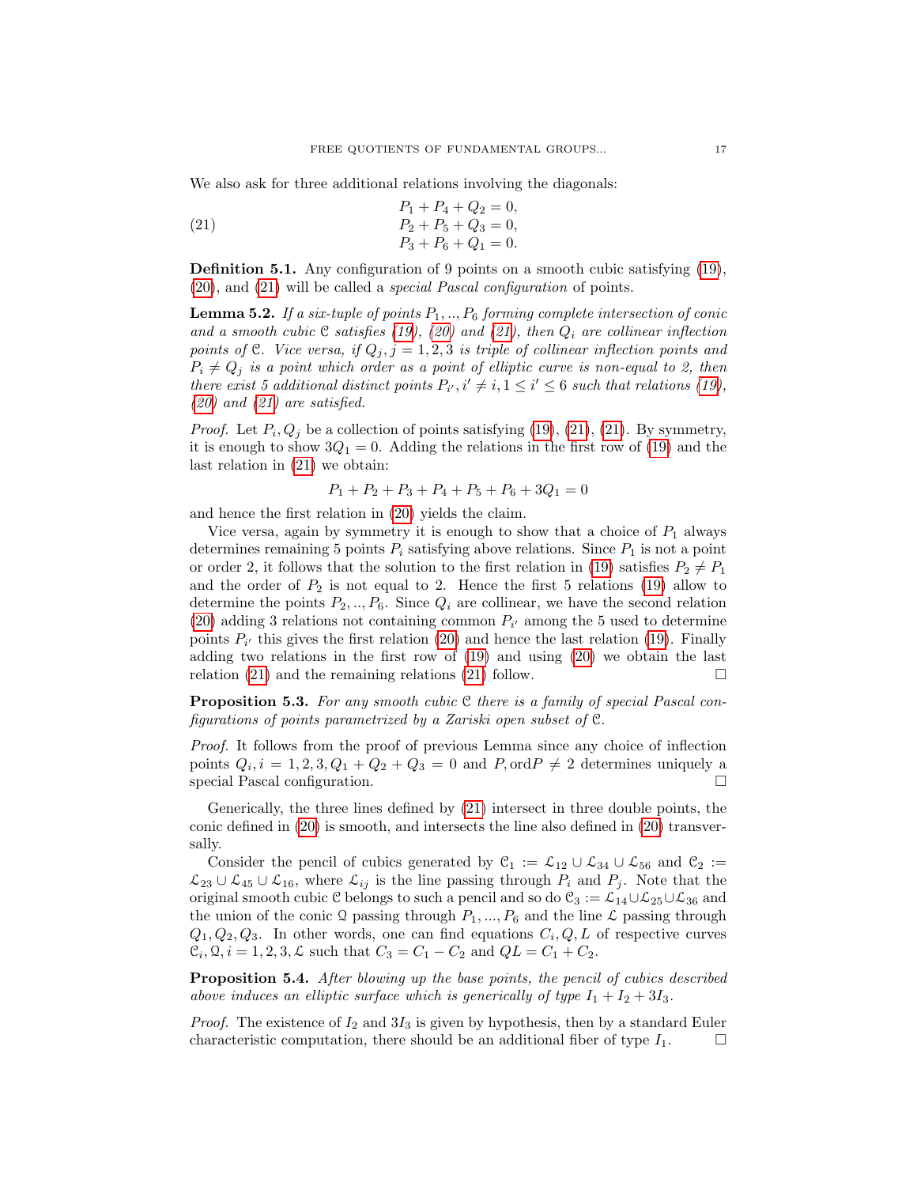We also ask for three additional relations involving the diagonals:

$$
\begin{aligned}
P_1 + P_4 + Q_2 &= 0, \\
P_2 + P_5 + Q_3 &= 0, \\
P_3 + P_6 + Q_1 &= 0.
\end{aligned}
\tag{21}
$$

**Definition 5.1.** Any configuration of 9 points on a smooth cubic satisfying (19), (20), and (21) will be called a *special Pascal configuration* of points.

**Lemma 5.2.** *If a six-tuple of points $P_1, .., P_6$ forming complete intersection of conic and a smooth cubic $\mathcal{C}$ satisfies (19), (20) and (21), then $Q_i$ are collinear inflection points of $\mathcal{C}$. Vice versa, if $Q_j, j = 1, 2, 3$ is triple of collinear inflection points and $P_i \neq Q_j$ is a point which order as a point of elliptic curve is non-equal to 2, then there exist 5 additional distinct points $P_{i'}, i' \neq i, 1 \leq i' \leq 6$ such that relations (19), (20) and (21) are satisfied.*

*Proof.* Let $P_i, Q_j$ be a collection of points satisfying (19), (21), (21). By symmetry, it is enough to show $3Q_1 = 0$. Adding the relations in the first row of (19) and the last relation in (21) we obtain:

$$P_1 + P_2 + P_3 + P_4 + P_5 + P_6 + 3Q_1 = 0$$

and hence the first relation in (20) yields the claim.

Vice versa, again by symmetry it is enough to show that a choice of $P_1$ always determines remaining 5 points $P_i$ satisfying above relations. Since $P_1$ is not a point or order 2, it follows that the solution to the first relation in (19) satisfies $P_2 \neq P_1$ and the order of $P_2$ is not equal to 2. Hence the first 5 relations (19) allow to determine the points $P_2, .., P_6$. Since $Q_i$ are collinear, we have the second relation (20) adding 3 relations not containing common $P_{i'}$ among the 5 used to determine points $P_{i'}$ this gives the first relation (20) and hence the last relation (19). Finally adding two relations in the first row of (19) and using (20) we obtain the last relation (21) and the remaining relations (21) follow. $\square$

**Proposition 5.3.** *For any smooth cubic $\mathcal{C}$ there is a family of special Pascal configurations of points parametrized by a Zariski open subset of $\mathcal{C}$.*

*Proof.* It follows from the proof of previous Lemma since any choice of inflection points $Q_i, i = 1, 2, 3, Q_1 + Q_2 + Q_3 = 0$ and $P, \operatorname{ord} P \neq 2$ determines uniquely a special Pascal configuration. $\square$

Generically, the three lines defined by (21) intersect in three double points, the conic defined in (20) is smooth, and intersects the line also defined in (20) transversally.

Consider the pencil of cubics generated by $\mathcal{C}_1 := \mathcal{L}_{12} \cup \mathcal{L}_{34} \cup \mathcal{L}_{56}$ and $\mathcal{C}_2 := \mathcal{L}_{23} \cup \mathcal{L}_{45} \cup \mathcal{L}_{16}$, where $\mathcal{L}_{ij}$ is the line passing through $P_i$ and $P_j$. Note that the original smooth cubic $\mathcal{C}$ belongs to such a pencil and so do $\mathcal{C}_3 := \mathcal{L}_{14} \cup \mathcal{L}_{25} \cup \mathcal{L}_{36}$ and the union of the conic $\mathcal{Q}$ passing through $P_1, ..., P_6$ and the line $\mathcal{L}$ passing through $Q_1, Q_2, Q_3$. In other words, one can find equations $C_i, Q, L$ of respective curves $\mathcal{C}_i, \mathcal{Q}, i = 1, 2, 3, \mathcal{L}$ such that $C_3 = C_1 - C_2$ and $QL = C_1 + C_2$.

**Proposition 5.4.** *After blowing up the base points, the pencil of cubics described above induces an elliptic surface which is generically of type $I_1 + I_2 + 3I_3$.*

*Proof.* The existence of $I_2$ and $3I_3$ is given by hypothesis, then by a standard Euler characteristic computation, there should be an additional fiber of type $I_1$. $\square$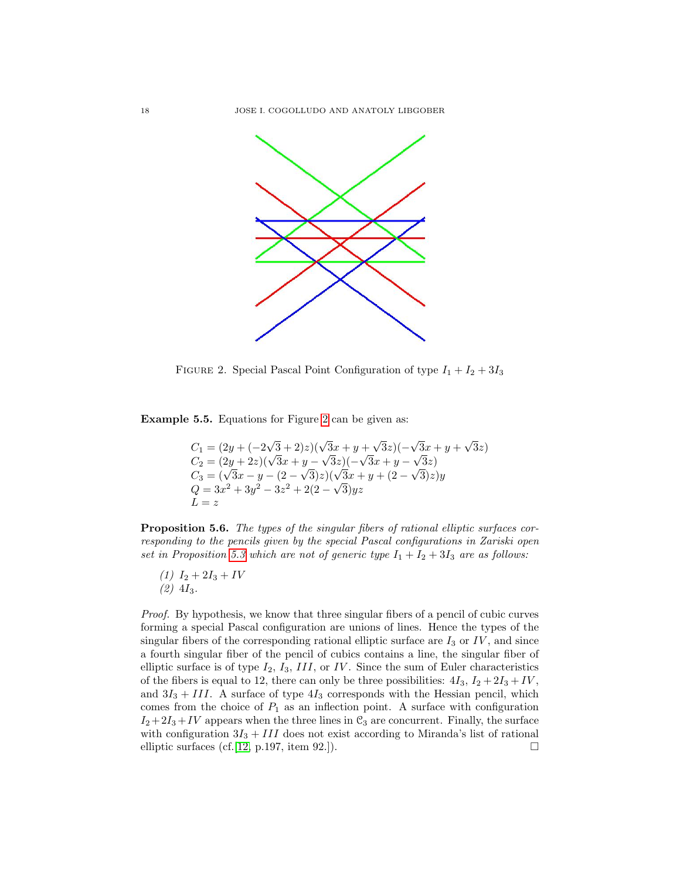FIGURE 2. Special Pascal Point Configuration of type $I_1 + I_2 + 3I_3$

**Example 5.5.** Equations for Figure 2 can be given as:

$$
\begin{aligned}
C_1 &= (2y + (-2\sqrt{3} + 2)z)(\sqrt{3}x + y + \sqrt{3}z)(-\sqrt{3}x + y + \sqrt{3}z) \\
C_2 &= (2y + 2z)(\sqrt{3}x + y - \sqrt{3}z)(-\sqrt{3}x + y - \sqrt{3}z) \\
C_3 &= (\sqrt{3}x - y - (2 - \sqrt{3})z)(\sqrt{3}x + y + (2 - \sqrt{3})z)y \\
Q &= 3x^2 + 3y^2 - 3z^2 + 2(2 - \sqrt{3})yz \\
L &= z
\end{aligned}
$$

**Proposition 5.6.** *The types of the singular fibers of rational elliptic surfaces corresponding to the pencils given by the special Pascal configurations in Zariski open set in Proposition 5.3 which are not of generic type $I_1 + I_2 + 3I_3$ are as follows:*

*(1)* $I_2 + 2I_3 + IV$
*(2)* $4I_3$.

*Proof.* By hypothesis, we know that three singular fibers of a pencil of cubic curves forming a special Pascal configuration are unions of lines. Hence the types of the singular fibers of the corresponding rational elliptic surface are $I_3$ or $IV$, and since a fourth singular fiber of the pencil of cubics contains a line, the singular fiber of elliptic surface is of type $I_2$, $I_3$, $III$, or $IV$. Since the sum of Euler characteristics of the fibers is equal to 12, there can only be three possibilities: $4I_3$, $I_2 + 2I_3 + IV$, and $3I_3 + III$. A surface of type $4I_3$ corresponds with the Hessian pencil, which comes from the choice of $P_1$ as an inflection point. A surface with configuration $I_2 + 2I_3 + IV$ appears when the three lines in $\mathcal{C}_3$ are concurrent. Finally, the surface with configuration $3I_3 + III$ does not exist according to Miranda's list of rational elliptic surfaces (cf.[12, p.197, item 92.]). ☐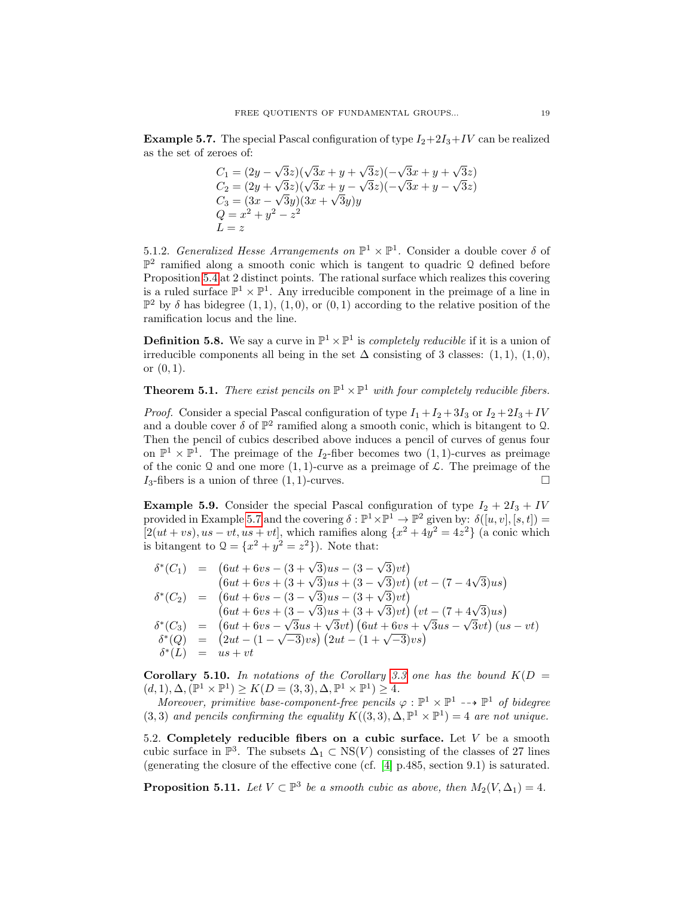**Example 5.7.** The special Pascal configuration of type $I_2+2I_3+IV$ can be realized as the set of zeroes of:

$$
\begin{aligned}
&C_1 = (2y-\sqrt{3}z)(\sqrt{3}x+y+\sqrt{3}z)(-\sqrt{3}x+y+\sqrt{3}z)\\
&C_2 = (2y+\sqrt{3}z)(\sqrt{3}x+y-\sqrt{3}z)(-\sqrt{3}x+y-\sqrt{3}z)\\
&C_3 = (3x-\sqrt{3}y)(3x+\sqrt{3}y)y\\
&Q = x^2+y^2-z^2\\
&L = z
\end{aligned}
$$

5.1.2. *Generalized Hesse Arrangements on* $\mathbb{P}^1\times\mathbb{P}^1$. Consider a double cover $\delta$ of $\mathbb{P}^2$ ramified along a smooth conic which is tangent to quadric $\mathcal{Q}$ defined before Proposition 5.4 at 2 distinct points. The rational surface which realizes this covering is a ruled surface $\mathbb{P}^1\times\mathbb{P}^1$. Any irreducible component in the preimage of a line in $\mathbb{P}^2$ by $\delta$ has bidegree $(1,1)$, $(1,0)$, or $(0,1)$ according to the relative position of the ramification locus and the line.

**Definition 5.8.** We say a curve in $\mathbb{P}^1\times\mathbb{P}^1$ is *completely reducible* if it is a union of irreducible components all being in the set $\Delta$ consisting of 3 classes: $(1,1)$, $(1,0)$, or $(0,1)$.

**Theorem 5.1.** *There exist pencils on $\mathbb{P}^1\times\mathbb{P}^1$ with four completely reducible fibers.*

*Proof.* Consider a special Pascal configuration of type $I_1+I_2+3I_3$ or $I_2+2I_3+IV$ and a double cover $\delta$ of $\mathbb{P}^2$ ramified along a smooth conic, which is bitangent to $\mathcal{Q}$. Then the pencil of cubics described above induces a pencil of curves of genus four on $\mathbb{P}^1\times\mathbb{P}^1$. The preimage of the $I_2$-fiber becomes two $(1,1)$-curves as preimage of the conic $\mathcal{Q}$ and one more $(1,1)$-curve as a preimage of $\mathcal{L}$. The preimage of the $I_3$-fibers is a union of three $(1,1)$-curves. $\square$

**Example 5.9.** Consider the special Pascal configuration of type $I_2+2I_3+IV$ provided in Example 5.7 and the covering $\delta:\mathbb{P}^1\times\mathbb{P}^1\to\mathbb{P}^2$ given by: $\delta([u,v],[s,t]) = [2(ut+vs), us-vt, us+vt]$, which ramifies along $\{x^2+4y^2=4z^2\}$ (a conic which is bitangent to $\mathcal{Q}=\{x^2+y^2=z^2\}$). Note that:

$$
\begin{aligned}
\delta^*(C_1) &= \big(6ut+6vs-(3+\sqrt{3})us-(3-\sqrt{3})vt\big)\\
&\quad\ \big(6ut+6vs+(3+\sqrt{3})us+(3-\sqrt{3})vt\big)\big(vt-(7-4\sqrt{3})us\big)\\
\delta^*(C_2) &= \big(6ut+6vs-(3-\sqrt{3})us-(3+\sqrt{3})vt\big)\\
&\quad\ \big(6ut+6vs+(3-\sqrt{3})us+(3+\sqrt{3})vt\big)\big(vt-(7+4\sqrt{3})us\big)\\
\delta^*(C_3) &= \big(6ut+6vs-\sqrt{3}us+\sqrt{3}vt\big)\big(6ut+6vs+\sqrt{3}us-\sqrt{3}vt\big)(us-vt)\\
\delta^*(Q) &= \big(2ut-(1-\sqrt{-3})vs\big)\big(2ut-(1+\sqrt{-3})vs\big)\\
\delta^*(L) &= us+vt
\end{aligned}
$$

**Corollary 5.10.** *In notations of the Corollary 3.3 one has the bound $K(D=(d,1),\Delta,(\mathbb{P}^1\times\mathbb{P}^1)\geq K(D=(3,3),\Delta,\mathbb{P}^1\times\mathbb{P}^1)\geq 4$.*

*Moreover, primitive base-component-free pencils $\varphi:\mathbb{P}^1\times\mathbb{P}^1\dashrightarrow\mathbb{P}^1$ of bidegree $(3,3)$ and pencils confirming the equality $K((3,3),\Delta,\mathbb{P}^1\times\mathbb{P}^1)=4$ are not unique.*

5.2. **Completely reducible fibers on a cubic surface.** Let $V$ be a smooth cubic surface in $\mathbb{P}^3$. The subsets $\Delta_1\subset \mathrm{NS}(V)$ consisting of the classes of 27 lines (generating the closure of the effective cone (cf. [4] p.485, section 9.1) is saturated.

**Proposition 5.11.** *Let $V\subset\mathbb{P}^3$ be a smooth cubic as above, then $M_2(V,\Delta_1)=4$.*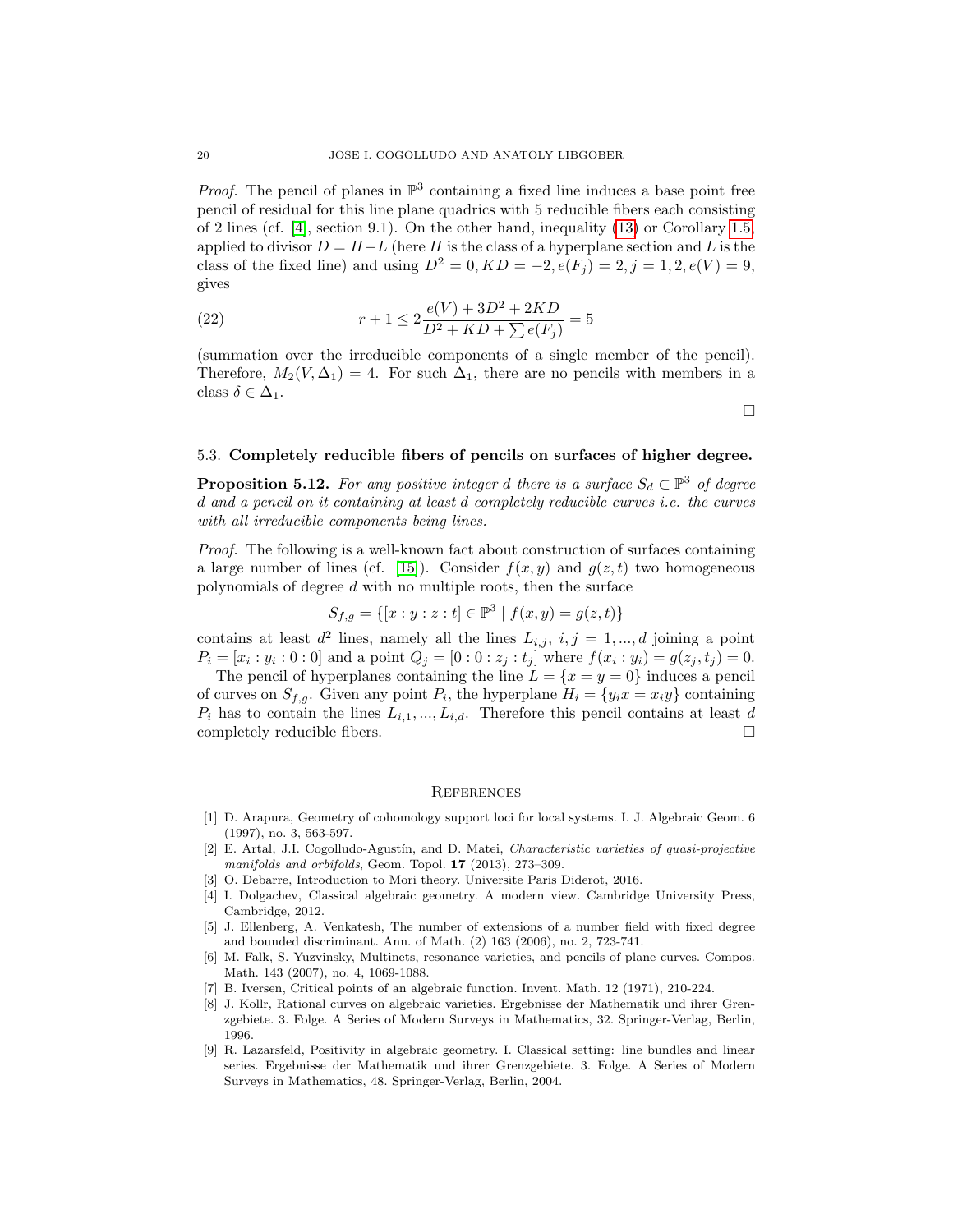*Proof.* The pencil of planes in $\mathbb{P}^3$ containing a fixed line induces a base point free pencil of residual for this line plane quadrics with 5 reducible fibers each consisting of 2 lines (cf. [4], section 9.1). On the other hand, inequality (13) or Corollary 1.5 applied to divisor $D = H - L$ (here $H$ is the class of a hyperplane section and $L$ is the class of the fixed line) and using $D^2 = 0, KD = -2, e(F_j) = 2, j = 1, 2, e(V) = 9$, gives

$$r + 1 \leq 2\frac{e(V) + 3D^2 + 2KD}{D^2 + KD + \sum e(F_j)} = 5 \tag{22}$$

(summation over the irreducible components of a single member of the pencil). Therefore, $M_2(V, \Delta_1) = 4$. For such $\Delta_1$, there are no pencils with members in a class $\delta \in \Delta_1$.

□

### 5.3. Completely reducible fibers of pencils on surfaces of higher degree.

**Proposition 5.12.** *For any positive integer $d$ there is a surface $S_d \subset \mathbb{P}^3$ of degree $d$ and a pencil on it containing at least $d$ completely reducible curves i.e. the curves with all irreducible components being lines.*

*Proof.* The following is a well-known fact about construction of surfaces containing a large number of lines (cf. [15]). Consider $f(x, y)$ and $g(z, t)$ two homogeneous polynomials of degree $d$ with no multiple roots, then the surface

$$S_{f,g} = \{[x : y : z : t] \in \mathbb{P}^3 \mid f(x, y) = g(z, t)\}$$

contains at least $d^2$ lines, namely all the lines $L_{i,j}$, $i, j = 1, ..., d$ joining a point $P_i = [x_i : y_i : 0 : 0]$ and a point $Q_j = [0 : 0 : z_j : t_j]$ where $f(x_i : y_i) = g(z_j, t_j) = 0$.

The pencil of hyperplanes containing the line $L = \{x = y = 0\}$ induces a pencil of curves on $S_{f,g}$. Given any point $P_i$, the hyperplane $H_i = \{y_i x = x_i y\}$ containing $P_i$ has to contain the lines $L_{i,1}, ..., L_{i,d}$. Therefore this pencil contains at least $d$ completely reducible fibers. □

## References

[1] D. Arapura, Geometry of cohomology support loci for local systems. I. J. Algebraic Geom. 6 (1997), no. 3, 563-597.

[2] E. Artal, J.I. Cogolludo-Agustín, and D. Matei, *Characteristic varieties of quasi-projective manifolds and orbifolds*, Geom. Topol. **17** (2013), 273–309.

[3] O. Debarre, Introduction to Mori theory. Universite Paris Diderot, 2016.

[4] I. Dolgachev, Classical algebraic geometry. A modern view. Cambridge University Press, Cambridge, 2012.

[5] J. Ellenberg, A. Venkatesh, The number of extensions of a number field with fixed degree and bounded discriminant. Ann. of Math. (2) 163 (2006), no. 2, 723-741.

[6] M. Falk, S. Yuzvinsky, Multinets, resonance varieties, and pencils of plane curves. Compos. Math. 143 (2007), no. 4, 1069-1088.

[7] B. Iversen, Critical points of an algebraic function. Invent. Math. 12 (1971), 210-224.

[8] J. Kollr, Rational curves on algebraic varieties. Ergebnisse der Mathematik und ihrer Grenzgebiete. 3. Folge. A Series of Modern Surveys in Mathematics, 32. Springer-Verlag, Berlin, 1996.

[9] R. Lazarsfeld, Positivity in algebraic geometry. I. Classical setting: line bundles and linear series. Ergebnisse der Mathematik und ihrer Grenzgebiete. 3. Folge. A Series of Modern Surveys in Mathematics, 48. Springer-Verlag, Berlin, 2004.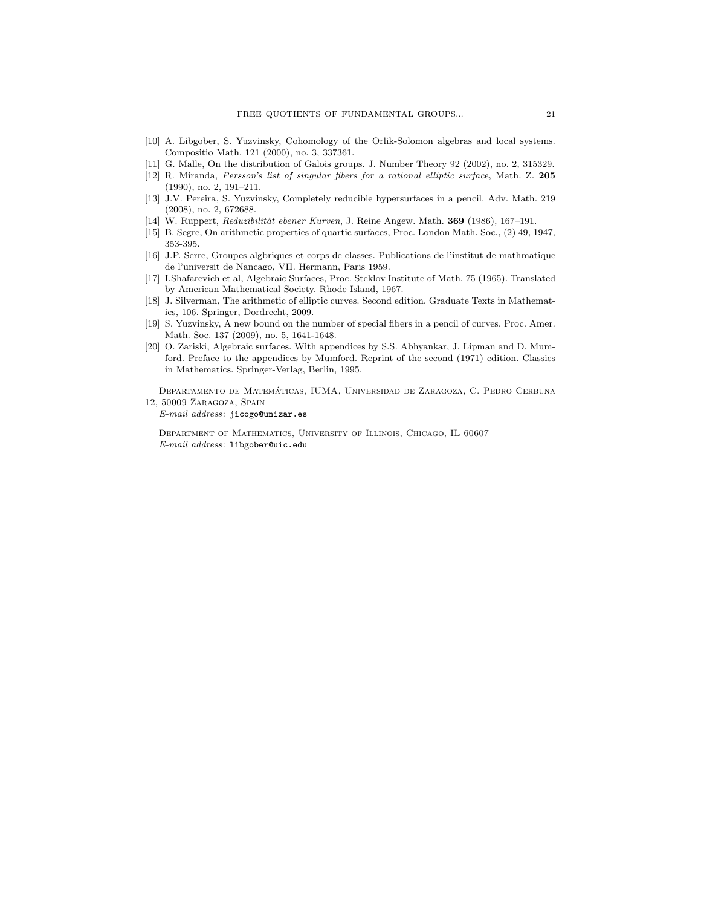[10] A. Libgober, S. Yuzvinsky, Cohomology of the Orlik-Solomon algebras and local systems. Compositio Math. 121 (2000), no. 3, 337361.

[11] G. Malle, On the distribution of Galois groups. J. Number Theory 92 (2002), no. 2, 315329.

[12] R. Miranda, *Persson's list of singular fibers for a rational elliptic surface*, Math. Z. **205** (1990), no. 2, 191–211.

[13] J.V. Pereira, S. Yuzvinsky, Completely reducible hypersurfaces in a pencil. Adv. Math. 219 (2008), no. 2, 672688.

[14] W. Ruppert, *Reduzibilität ebener Kurven*, J. Reine Angew. Math. **369** (1986), 167–191.

[15] B. Segre, On arithmetic properties of quartic surfaces, Proc. London Math. Soc., (2) 49, 1947, 353-395.

[16] J.P. Serre, Groupes algbriques et corps de classes. Publications de l'institut de mathmatique de l'universit de Nancago, VII. Hermann, Paris 1959.

[17] I.Shafarevich et al, Algebraic Surfaces, Proc. Steklov Institute of Math. 75 (1965). Translated by American Mathematical Society. Rhode Island, 1967.

[18] J. Silverman, The arithmetic of elliptic curves. Second edition. Graduate Texts in Mathematics, 106. Springer, Dordrecht, 2009.

[19] S. Yuzvinsky, A new bound on the number of special fibers in a pencil of curves, Proc. Amer. Math. Soc. 137 (2009), no. 5, 1641-1648.

[20] O. Zariski, Algebraic surfaces. With appendices by S.S. Abhyankar, J. Lipman and D. Mumford. Preface to the appendices by Mumford. Reprint of the second (1971) edition. Classics in Mathematics. Springer-Verlag, Berlin, 1995.

Departamento de Matemáticas, IUMA, Universidad de Zaragoza, C. Pedro Cerbuna 12, 50009 Zaragoza, Spain

*E-mail address*: jicogo@unizar.es

Department of Mathematics, University of Illinois, Chicago, IL 60607

*E-mail address*: libgober@uic.edu